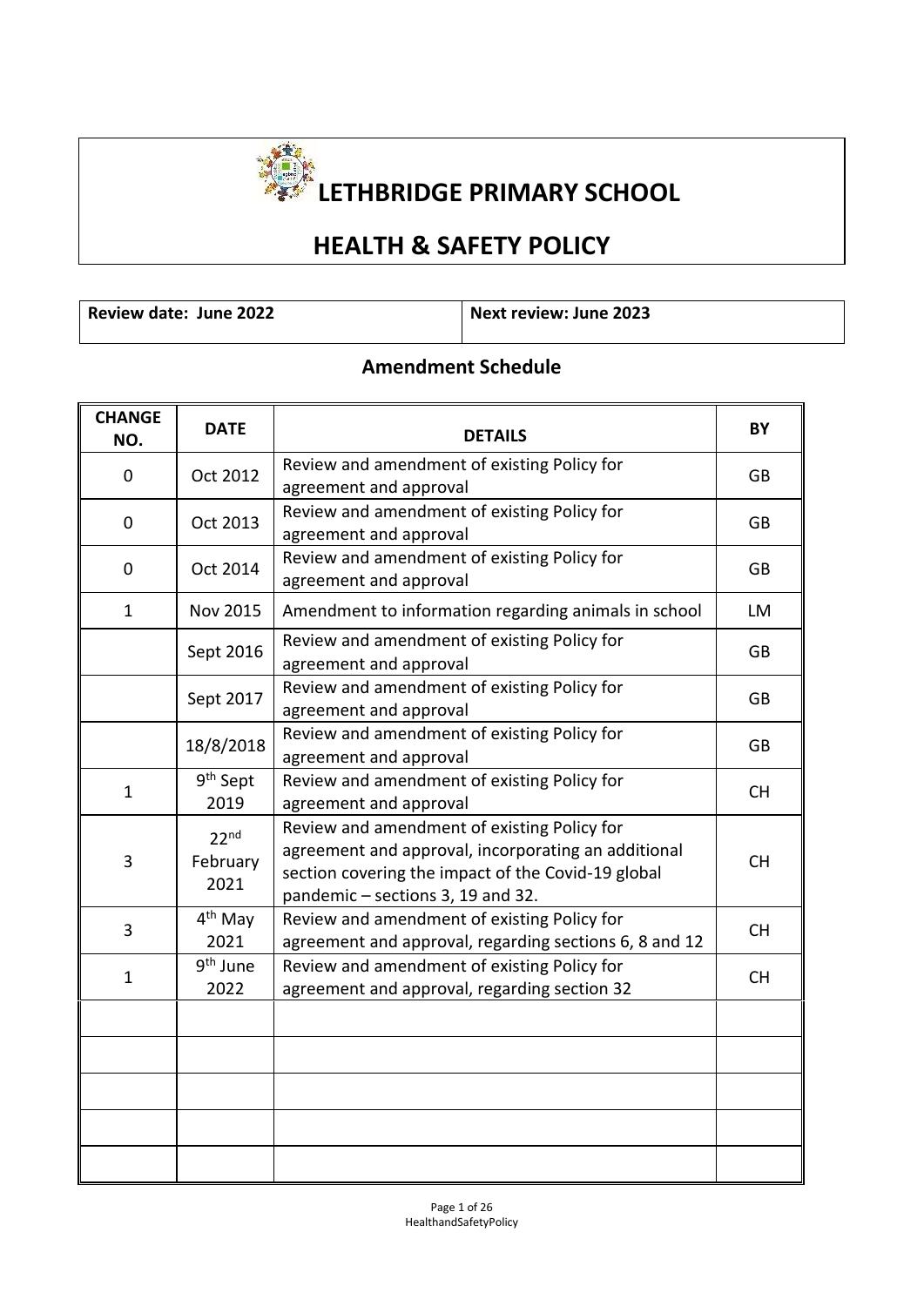# LETHBRIDGE PRIMARY SCHOOL

## HEALTH & SAFETY POLICY

| Review date: June 2022 | Next review: June 2023 |
|---|---|

### Amendment Schedule

| CHANGE NO. | DATE | DETAILS | BY |
|---|---|---|---|
| 0 | Oct 2012 | Review and amendment of existing Policy for agreement and approval | GB |
| 0 | Oct 2013 | Review and amendment of existing Policy for agreement and approval | GB |
| 0 | Oct 2014 | Review and amendment of existing Policy for agreement and approval | GB |
| 1 | Nov 2015 | Amendment to information regarding animals in school | LM |
| | Sept 2016 | Review and amendment of existing Policy for agreement and approval | GB |
| | Sept 2017 | Review and amendment of existing Policy for agreement and approval | GB |
| | 18/8/2018 | Review and amendment of existing Policy for agreement and approval | GB |
| 1 | 9th Sept 2019 | Review and amendment of existing Policy for agreement and approval | CH |
| 3 | 22nd February 2021 | Review and amendment of existing Policy for agreement and approval, incorporating an additional section covering the impact of the Covid-19 global pandemic – sections 3, 19 and 32. | CH |
| 3 | 4th May 2021 | Review and amendment of existing Policy for agreement and approval, regarding sections 6, 8 and 12 | CH |
| 1 | 9th June 2022 | Review and amendment of existing Policy for agreement and approval, regarding section 32 | CH |
| | | | |
| | | | |
| | | | |
| | | | |
| | | | |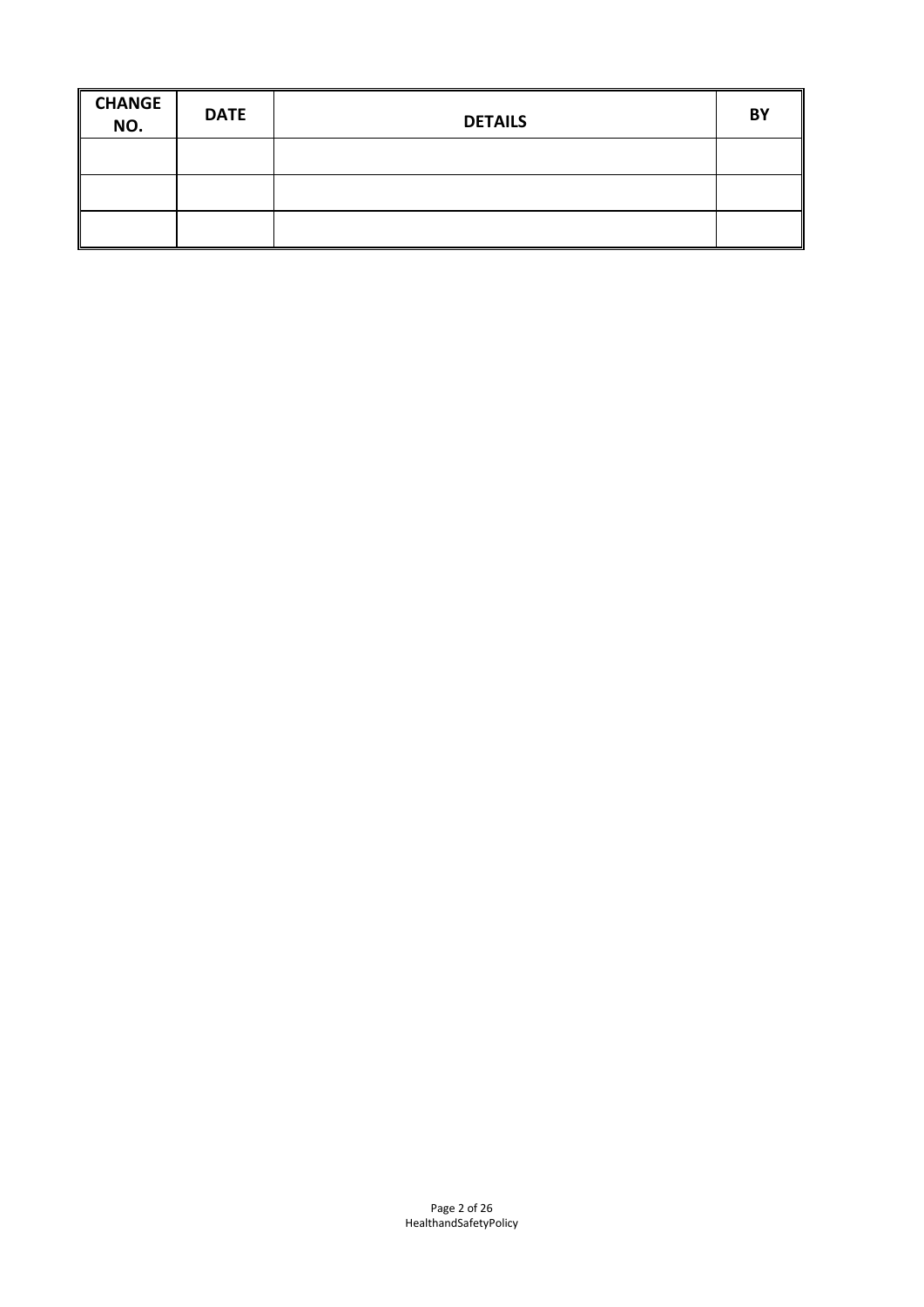| CHANGE NO. | DATE | DETAILS | BY |
|---|---|---|---|
| | | | |
| | | | |
| | | | |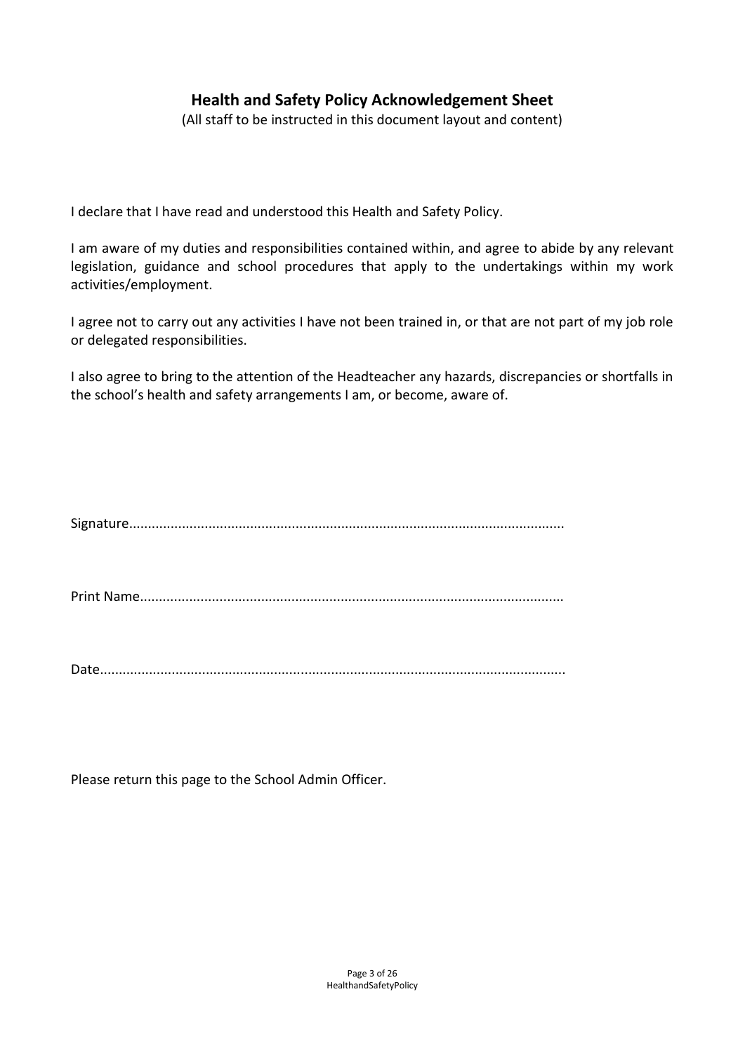## Health and Safety Policy Acknowledgement Sheet

(All staff to be instructed in this document layout and content)

I declare that I have read and understood this Health and Safety Policy.

I am aware of my duties and responsibilities contained within, and agree to abide by any relevant legislation, guidance and school procedures that apply to the undertakings within my work activities/employment.

I agree not to carry out any activities I have not been trained in, or that are not part of my job role or delegated responsibilities.

I also agree to bring to the attention of the Headteacher any hazards, discrepancies or shortfalls in the school's health and safety arrangements I am, or become, aware of.

Signature..................................................................................................................

Print Name...............................................................................................................

Date..........................................................................................................................

Please return this page to the School Admin Officer.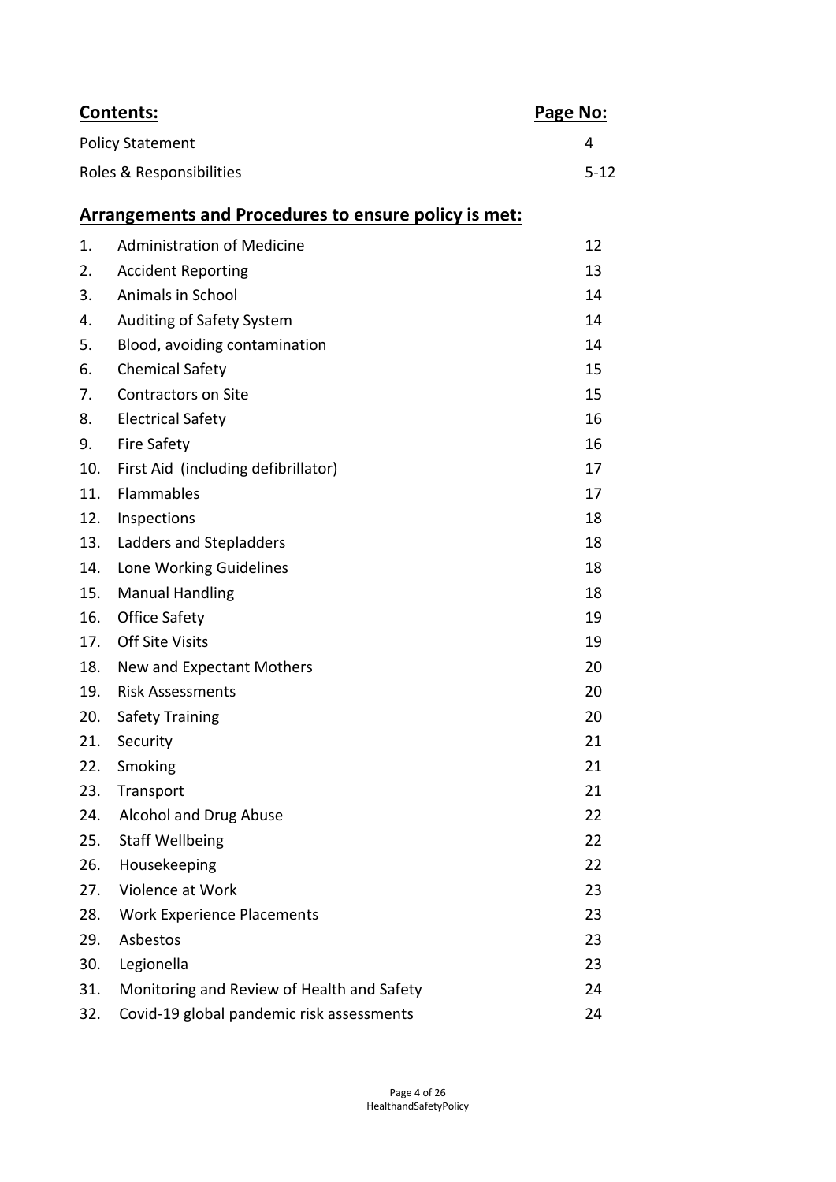| **Contents:** | **Page No:** |
| --- | --- |
| Policy Statement | 4 |
| Roles & Responsibilities | 5-12 |

## Arrangements and Procedures to ensure policy is met:

| | | |
| --- | --- | --- |
| 1. | Administration of Medicine | 12 |
| 2. | Accident Reporting | 13 |
| 3. | Animals in School | 14 |
| 4. | Auditing of Safety System | 14 |
| 5. | Blood, avoiding contamination | 14 |
| 6. | Chemical Safety | 15 |
| 7. | Contractors on Site | 15 |
| 8. | Electrical Safety | 16 |
| 9. | Fire Safety | 16 |
| 10. | First Aid (including defibrillator) | 17 |
| 11. | Flammables | 17 |
| 12. | Inspections | 18 |
| 13. | Ladders and Stepladders | 18 |
| 14. | Lone Working Guidelines | 18 |
| 15. | Manual Handling | 18 |
| 16. | Office Safety | 19 |
| 17. | Off Site Visits | 19 |
| 18. | New and Expectant Mothers | 20 |
| 19. | Risk Assessments | 20 |
| 20. | Safety Training | 20 |
| 21. | Security | 21 |
| 22. | Smoking | 21 |
| 23. | Transport | 21 |
| 24. | Alcohol and Drug Abuse | 22 |
| 25. | Staff Wellbeing | 22 |
| 26. | Housekeeping | 22 |
| 27. | Violence at Work | 23 |
| 28. | Work Experience Placements | 23 |
| 29. | Asbestos | 23 |
| 30. | Legionella | 23 |
| 31. | Monitoring and Review of Health and Safety | 24 |
| 32. | Covid-19 global pandemic risk assessments | 24 |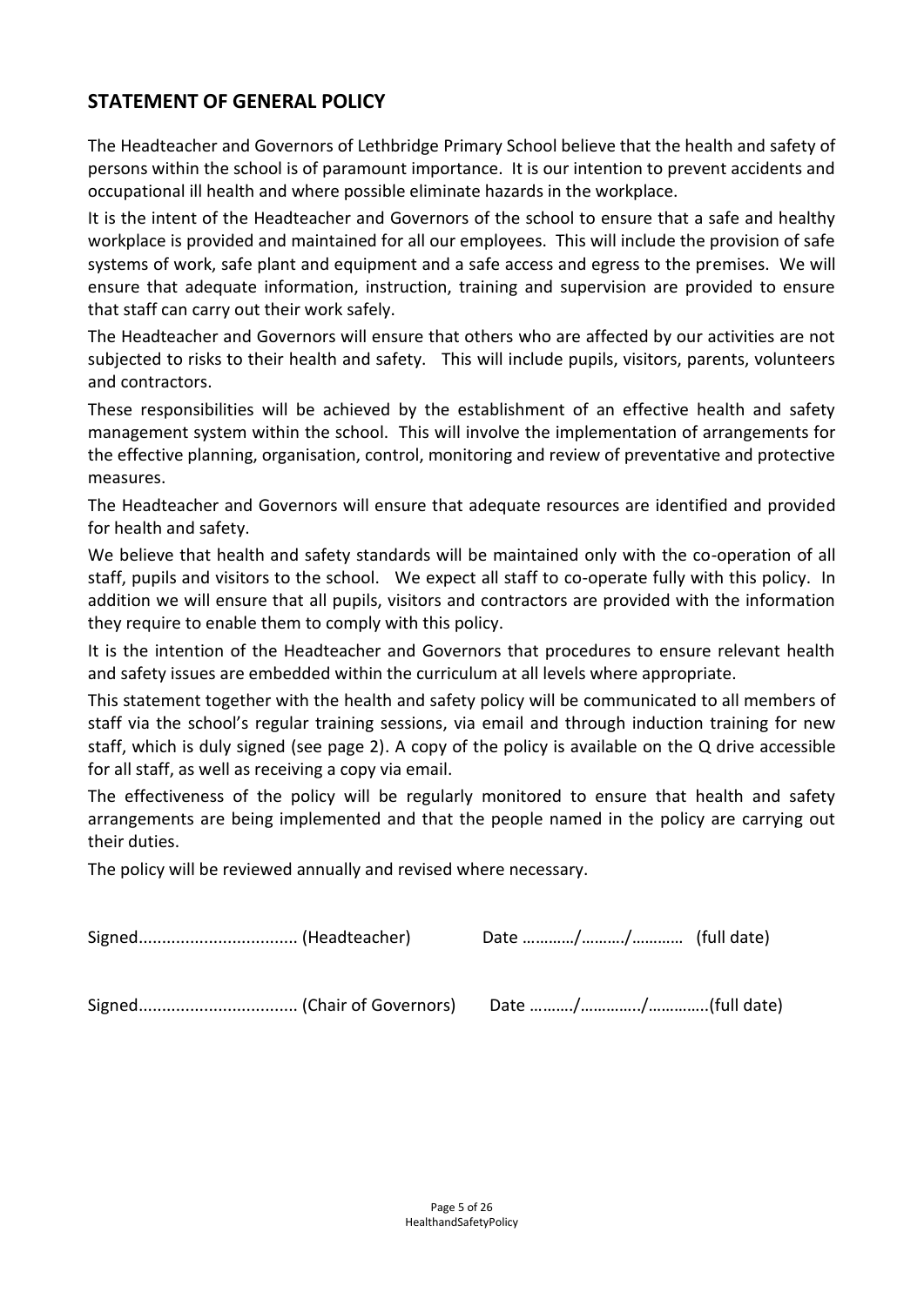## STATEMENT OF GENERAL POLICY

The Headteacher and Governors of Lethbridge Primary School believe that the health and safety of persons within the school is of paramount importance. It is our intention to prevent accidents and occupational ill health and where possible eliminate hazards in the workplace.

It is the intent of the Headteacher and Governors of the school to ensure that a safe and healthy workplace is provided and maintained for all our employees. This will include the provision of safe systems of work, safe plant and equipment and a safe access and egress to the premises. We will ensure that adequate information, instruction, training and supervision are provided to ensure that staff can carry out their work safely.

The Headteacher and Governors will ensure that others who are affected by our activities are not subjected to risks to their health and safety. This will include pupils, visitors, parents, volunteers and contractors.

These responsibilities will be achieved by the establishment of an effective health and safety management system within the school. This will involve the implementation of arrangements for the effective planning, organisation, control, monitoring and review of preventative and protective measures.

The Headteacher and Governors will ensure that adequate resources are identified and provided for health and safety.

We believe that health and safety standards will be maintained only with the co-operation of all staff, pupils and visitors to the school. We expect all staff to co-operate fully with this policy. In addition we will ensure that all pupils, visitors and contractors are provided with the information they require to enable them to comply with this policy.

It is the intention of the Headteacher and Governors that procedures to ensure relevant health and safety issues are embedded within the curriculum at all levels where appropriate.

This statement together with the health and safety policy will be communicated to all members of staff via the school's regular training sessions, via email and through induction training for new staff, which is duly signed (see page 2). A copy of the policy is available on the Q drive accessible for all staff, as well as receiving a copy via email.

The effectiveness of the policy will be regularly monitored to ensure that health and safety arrangements are being implemented and that the people named in the policy are carrying out their duties.

The policy will be reviewed annually and revised where necessary.

Signed................................. (Headteacher)  Date …………/………./………… (full date)

Signed................................. (Chair of Governors)  Date ………./…………../…………..(full date)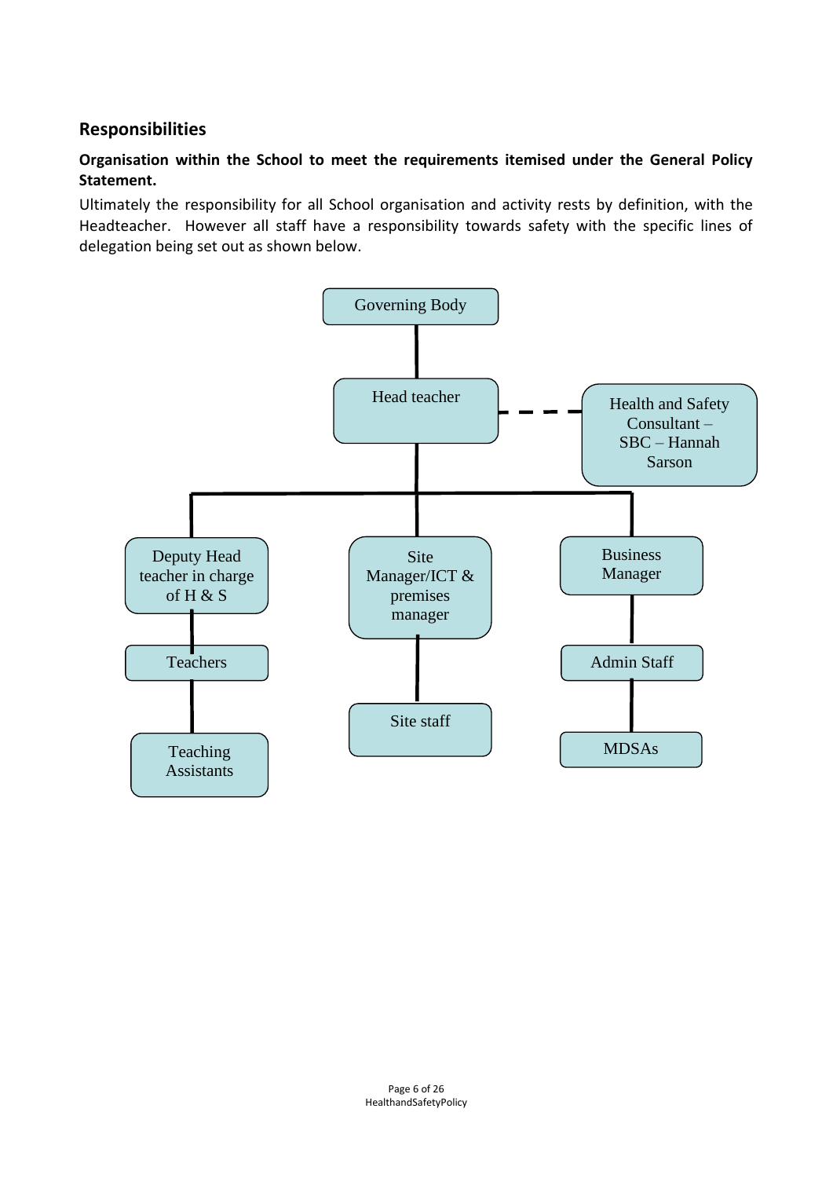## Responsibilities

**Organisation within the School to meet the requirements itemised under the General Policy Statement.**

Ultimately the responsibility for all School organisation and activity rests by definition, with the Headteacher. However all staff have a responsibility towards safety with the specific lines of delegation being set out as shown below.

- Governing Body
  - Head teacher (dashed line to: Health and Safety Consultant – SBC – Hannah Sarson)
    - Deputy Head teacher in charge of H & S
      - Teachers
        - Teaching Assistants
    - Site Manager/ICT & premises manager
      - Site staff
    - Business Manager
      - Admin Staff
        - MDSAs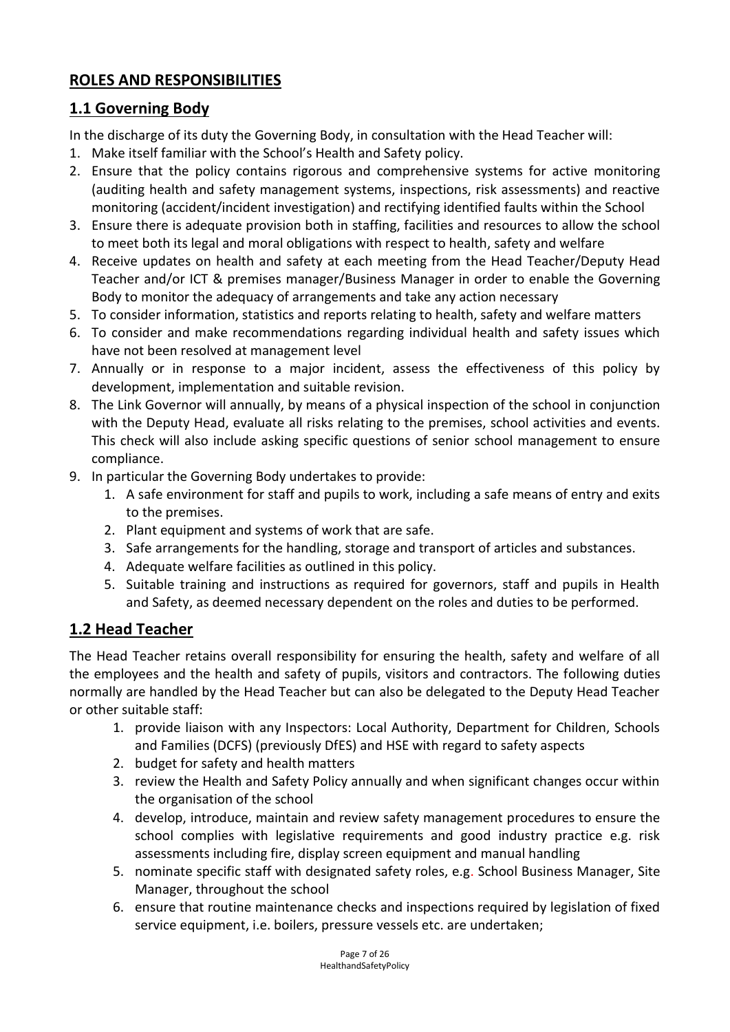## ROLES AND RESPONSIBILITIES

## 1.1 Governing Body

In the discharge of its duty the Governing Body, in consultation with the Head Teacher will:

1. Make itself familiar with the School's Health and Safety policy.
2. Ensure that the policy contains rigorous and comprehensive systems for active monitoring (auditing health and safety management systems, inspections, risk assessments) and reactive monitoring (accident/incident investigation) and rectifying identified faults within the School
3. Ensure there is adequate provision both in staffing, facilities and resources to allow the school to meet both its legal and moral obligations with respect to health, safety and welfare
4. Receive updates on health and safety at each meeting from the Head Teacher/Deputy Head Teacher and/or ICT & premises manager/Business Manager in order to enable the Governing Body to monitor the adequacy of arrangements and take any action necessary
5. To consider information, statistics and reports relating to health, safety and welfare matters
6. To consider and make recommendations regarding individual health and safety issues which have not been resolved at management level
7. Annually or in response to a major incident, assess the effectiveness of this policy by development, implementation and suitable revision.
8. The Link Governor will annually, by means of a physical inspection of the school in conjunction with the Deputy Head, evaluate all risks relating to the premises, school activities and events. This check will also include asking specific questions of senior school management to ensure compliance.
9. In particular the Governing Body undertakes to provide:
   1. A safe environment for staff and pupils to work, including a safe means of entry and exits to the premises.
   2. Plant equipment and systems of work that are safe.
   3. Safe arrangements for the handling, storage and transport of articles and substances.
   4. Adequate welfare facilities as outlined in this policy.
   5. Suitable training and instructions as required for governors, staff and pupils in Health and Safety, as deemed necessary dependent on the roles and duties to be performed.

## 1.2 Head Teacher

The Head Teacher retains overall responsibility for ensuring the health, safety and welfare of all the employees and the health and safety of pupils, visitors and contractors. The following duties normally are handled by the Head Teacher but can also be delegated to the Deputy Head Teacher or other suitable staff:

1. provide liaison with any Inspectors: Local Authority, Department for Children, Schools and Families (DCFS) (previously DfES) and HSE with regard to safety aspects
2. budget for safety and health matters
3. review the Health and Safety Policy annually and when significant changes occur within the organisation of the school
4. develop, introduce, maintain and review safety management procedures to ensure the school complies with legislative requirements and good industry practice e.g. risk assessments including fire, display screen equipment and manual handling
5. nominate specific staff with designated safety roles, e.g. School Business Manager, Site Manager, throughout the school
6. ensure that routine maintenance checks and inspections required by legislation of fixed service equipment, i.e. boilers, pressure vessels etc. are undertaken;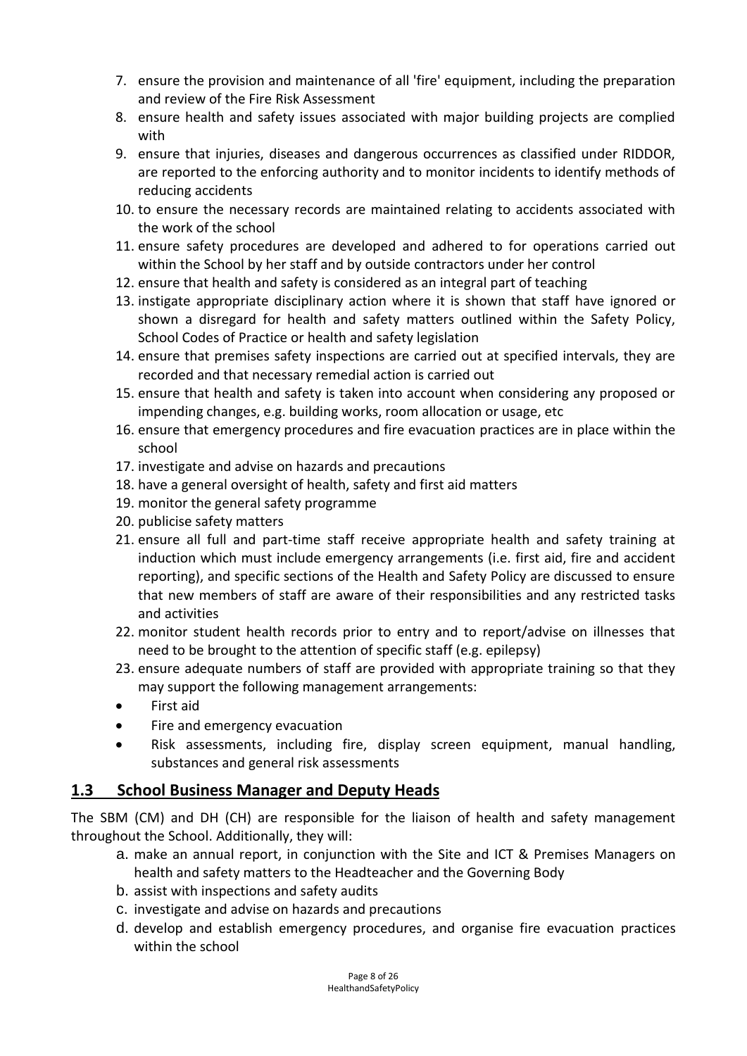7. ensure the provision and maintenance of all 'fire' equipment, including the preparation and review of the Fire Risk Assessment
8. ensure health and safety issues associated with major building projects are complied with
9. ensure that injuries, diseases and dangerous occurrences as classified under RIDDOR, are reported to the enforcing authority and to monitor incidents to identify methods of reducing accidents
10. to ensure the necessary records are maintained relating to accidents associated with the work of the school
11. ensure safety procedures are developed and adhered to for operations carried out within the School by her staff and by outside contractors under her control
12. ensure that health and safety is considered as an integral part of teaching
13. instigate appropriate disciplinary action where it is shown that staff have ignored or shown a disregard for health and safety matters outlined within the Safety Policy, School Codes of Practice or health and safety legislation
14. ensure that premises safety inspections are carried out at specified intervals, they are recorded and that necessary remedial action is carried out
15. ensure that health and safety is taken into account when considering any proposed or impending changes, e.g. building works, room allocation or usage, etc
16. ensure that emergency procedures and fire evacuation practices are in place within the school
17. investigate and advise on hazards and precautions
18. have a general oversight of health, safety and first aid matters
19. monitor the general safety programme
20. publicise safety matters
21. ensure all full and part-time staff receive appropriate health and safety training at induction which must include emergency arrangements (i.e. first aid, fire and accident reporting), and specific sections of the Health and Safety Policy are discussed to ensure that new members of staff are aware of their responsibilities and any restricted tasks and activities
22. monitor student health records prior to entry and to report/advise on illnesses that need to be brought to the attention of specific staff (e.g. epilepsy)
23. ensure adequate numbers of staff are provided with appropriate training so that they may support the following management arrangements:

- First aid
- Fire and emergency evacuation
- Risk assessments, including fire, display screen equipment, manual handling, substances and general risk assessments

## 1.3 School Business Manager and Deputy Heads

The SBM (CM) and DH (CH) are responsible for the liaison of health and safety management throughout the School. Additionally, they will:

a. make an annual report, in conjunction with the Site and ICT & Premises Managers on health and safety matters to the Headteacher and the Governing Body
b. assist with inspections and safety audits
c. investigate and advise on hazards and precautions
d. develop and establish emergency procedures, and organise fire evacuation practices within the school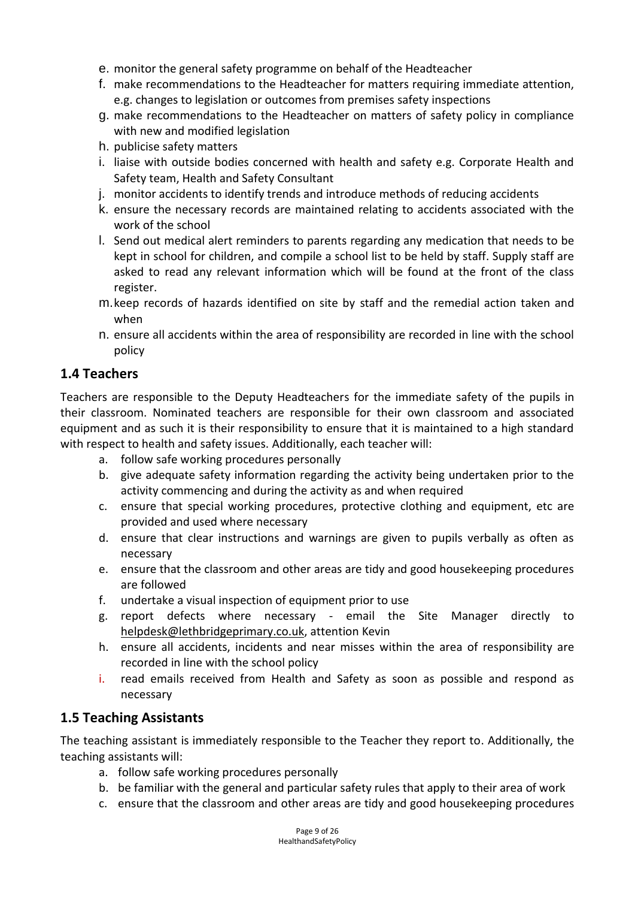e. monitor the general safety programme on behalf of the Headteacher
f. make recommendations to the Headteacher for matters requiring immediate attention, e.g. changes to legislation or outcomes from premises safety inspections
g. make recommendations to the Headteacher on matters of safety policy in compliance with new and modified legislation
h. publicise safety matters
i. liaise with outside bodies concerned with health and safety e.g. Corporate Health and Safety team, Health and Safety Consultant
j. monitor accidents to identify trends and introduce methods of reducing accidents
k. ensure the necessary records are maintained relating to accidents associated with the work of the school
l. Send out medical alert reminders to parents regarding any medication that needs to be kept in school for children, and compile a school list to be held by staff. Supply staff are asked to read any relevant information which will be found at the front of the class register.
m. keep records of hazards identified on site by staff and the remedial action taken and when
n. ensure all accidents within the area of responsibility are recorded in line with the school policy

## 1.4 Teachers

Teachers are responsible to the Deputy Headteachers for the immediate safety of the pupils in their classroom. Nominated teachers are responsible for their own classroom and associated equipment and as such it is their responsibility to ensure that it is maintained to a high standard with respect to health and safety issues. Additionally, each teacher will:

a. follow safe working procedures personally
b. give adequate safety information regarding the activity being undertaken prior to the activity commencing and during the activity as and when required
c. ensure that special working procedures, protective clothing and equipment, etc are provided and used where necessary
d. ensure that clear instructions and warnings are given to pupils verbally as often as necessary
e. ensure that the classroom and other areas are tidy and good housekeeping procedures are followed
f. undertake a visual inspection of equipment prior to use
g. report defects where necessary - email the Site Manager directly to helpdesk@lethbridgeprimary.co.uk, attention Kevin
h. ensure all accidents, incidents and near misses within the area of responsibility are recorded in line with the school policy
i. read emails received from Health and Safety as soon as possible and respond as necessary

## 1.5 Teaching Assistants

The teaching assistant is immediately responsible to the Teacher they report to. Additionally, the teaching assistants will:

a. follow safe working procedures personally
b. be familiar with the general and particular safety rules that apply to their area of work
c. ensure that the classroom and other areas are tidy and good housekeeping procedures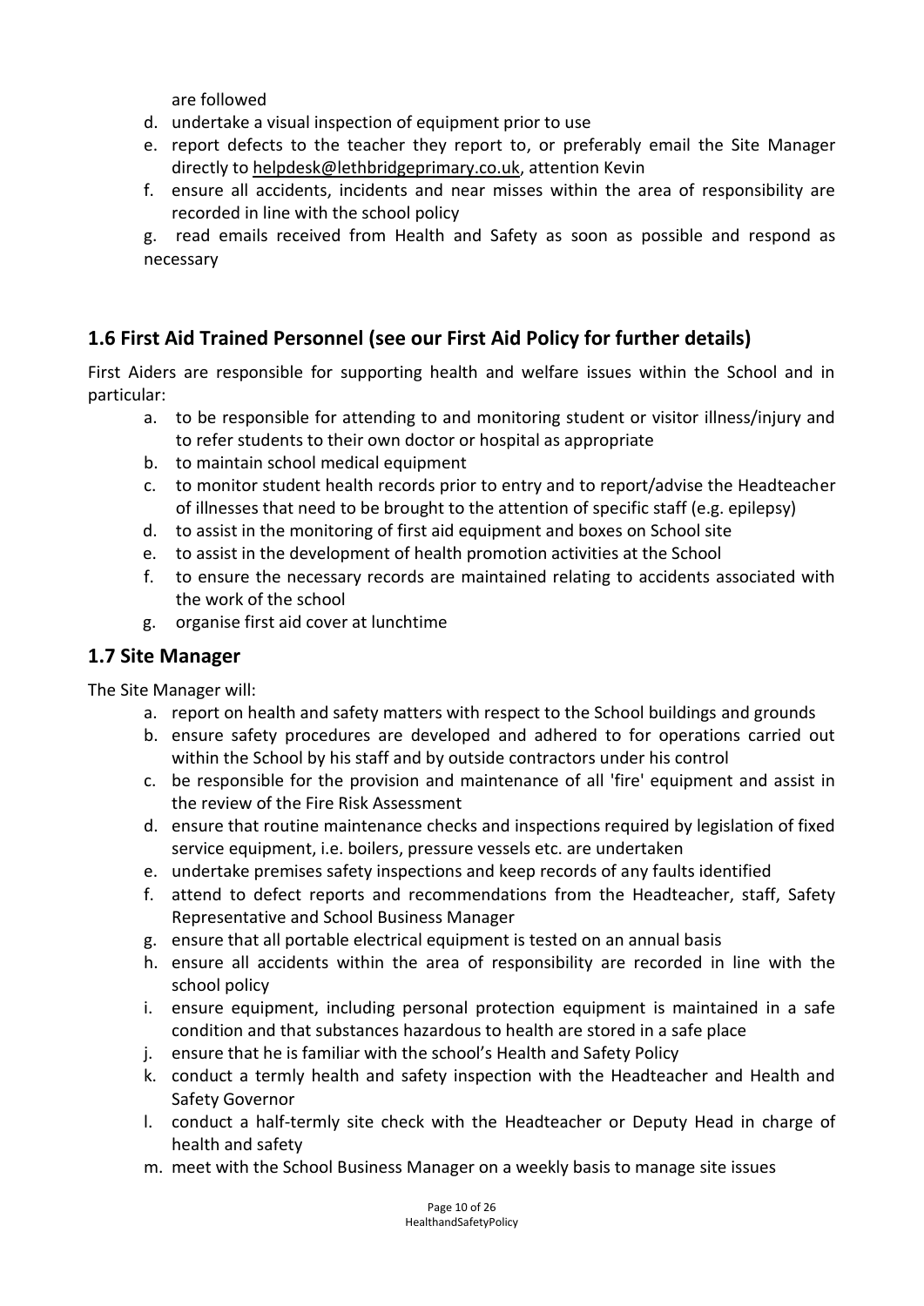are followed

d. undertake a visual inspection of equipment prior to use
e. report defects to the teacher they report to, or preferably email the Site Manager directly to helpdesk@lethbridgeprimary.co.uk, attention Kevin
f. ensure all accidents, incidents and near misses within the area of responsibility are recorded in line with the school policy
g. read emails received from Health and Safety as soon as possible and respond as necessary

## 1.6 First Aid Trained Personnel (see our First Aid Policy for further details)

First Aiders are responsible for supporting health and welfare issues within the School and in particular:

a. to be responsible for attending to and monitoring student or visitor illness/injury and to refer students to their own doctor or hospital as appropriate
b. to maintain school medical equipment
c. to monitor student health records prior to entry and to report/advise the Headteacher of illnesses that need to be brought to the attention of specific staff (e.g. epilepsy)
d. to assist in the monitoring of first aid equipment and boxes on School site
e. to assist in the development of health promotion activities at the School
f. to ensure the necessary records are maintained relating to accidents associated with the work of the school
g. organise first aid cover at lunchtime

## 1.7 Site Manager

The Site Manager will:

a. report on health and safety matters with respect to the School buildings and grounds
b. ensure safety procedures are developed and adhered to for operations carried out within the School by his staff and by outside contractors under his control
c. be responsible for the provision and maintenance of all 'fire' equipment and assist in the review of the Fire Risk Assessment
d. ensure that routine maintenance checks and inspections required by legislation of fixed service equipment, i.e. boilers, pressure vessels etc. are undertaken
e. undertake premises safety inspections and keep records of any faults identified
f. attend to defect reports and recommendations from the Headteacher, staff, Safety Representative and School Business Manager
g. ensure that all portable electrical equipment is tested on an annual basis
h. ensure all accidents within the area of responsibility are recorded in line with the school policy
i. ensure equipment, including personal protection equipment is maintained in a safe condition and that substances hazardous to health are stored in a safe place
j. ensure that he is familiar with the school's Health and Safety Policy
k. conduct a termly health and safety inspection with the Headteacher and Health and Safety Governor
l. conduct a half-termly site check with the Headteacher or Deputy Head in charge of health and safety
m. meet with the School Business Manager on a weekly basis to manage site issues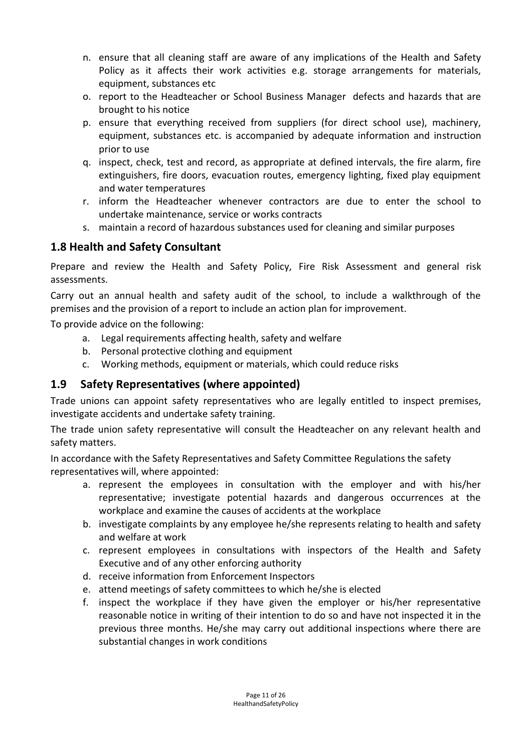n. ensure that all cleaning staff are aware of any implications of the Health and Safety Policy as it affects their work activities e.g. storage arrangements for materials, equipment, substances etc
o. report to the Headteacher or School Business Manager defects and hazards that are brought to his notice
p. ensure that everything received from suppliers (for direct school use), machinery, equipment, substances etc. is accompanied by adequate information and instruction prior to use
q. inspect, check, test and record, as appropriate at defined intervals, the fire alarm, fire extinguishers, fire doors, evacuation routes, emergency lighting, fixed play equipment and water temperatures
r. inform the Headteacher whenever contractors are due to enter the school to undertake maintenance, service or works contracts
s. maintain a record of hazardous substances used for cleaning and similar purposes

## 1.8 Health and Safety Consultant

Prepare and review the Health and Safety Policy, Fire Risk Assessment and general risk assessments.

Carry out an annual health and safety audit of the school, to include a walkthrough of the premises and the provision of a report to include an action plan for improvement.

To provide advice on the following:

a. Legal requirements affecting health, safety and welfare
b. Personal protective clothing and equipment
c. Working methods, equipment or materials, which could reduce risks

## 1.9 Safety Representatives (where appointed)

Trade unions can appoint safety representatives who are legally entitled to inspect premises, investigate accidents and undertake safety training.

The trade union safety representative will consult the Headteacher on any relevant health and safety matters.

In accordance with the Safety Representatives and Safety Committee Regulations the safety representatives will, where appointed:

a. represent the employees in consultation with the employer and with his/her representative; investigate potential hazards and dangerous occurrences at the workplace and examine the causes of accidents at the workplace
b. investigate complaints by any employee he/she represents relating to health and safety and welfare at work
c. represent employees in consultations with inspectors of the Health and Safety Executive and of any other enforcing authority
d. receive information from Enforcement Inspectors
e. attend meetings of safety committees to which he/she is elected
f. inspect the workplace if they have given the employer or his/her representative reasonable notice in writing of their intention to do so and have not inspected it in the previous three months. He/she may carry out additional inspections where there are substantial changes in work conditions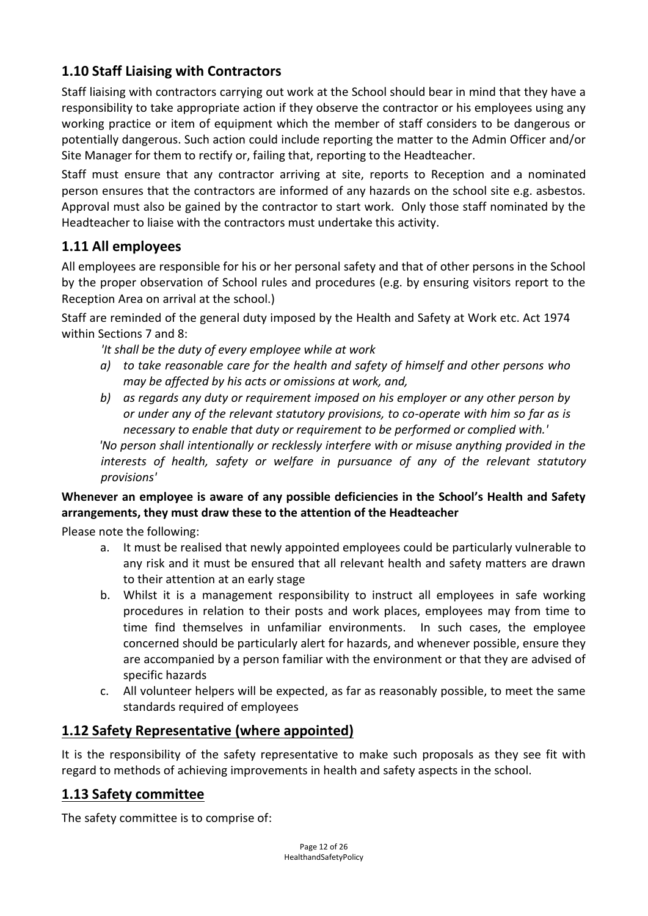## 1.10 Staff Liaising with Contractors

Staff liaising with contractors carrying out work at the School should bear in mind that they have a responsibility to take appropriate action if they observe the contractor or his employees using any working practice or item of equipment which the member of staff considers to be dangerous or potentially dangerous. Such action could include reporting the matter to the Admin Officer and/or Site Manager for them to rectify or, failing that, reporting to the Headteacher.

Staff must ensure that any contractor arriving at site, reports to Reception and a nominated person ensures that the contractors are informed of any hazards on the school site e.g. asbestos. Approval must also be gained by the contractor to start work. Only those staff nominated by the Headteacher to liaise with the contractors must undertake this activity.

## 1.11 All employees

All employees are responsible for his or her personal safety and that of other persons in the School by the proper observation of School rules and procedures (e.g. by ensuring visitors report to the Reception Area on arrival at the school.)

Staff are reminded of the general duty imposed by the Health and Safety at Work etc. Act 1974 within Sections 7 and 8:

> *'It shall be the duty of every employee while at work*
>
> *a) to take reasonable care for the health and safety of himself and other persons who may be affected by his acts or omissions at work, and,*
>
> *b) as regards any duty or requirement imposed on his employer or any other person by or under any of the relevant statutory provisions, to co-operate with him so far as is necessary to enable that duty or requirement to be performed or complied with.'*
>
> *'No person shall intentionally or recklessly interfere with or misuse anything provided in the interests of health, safety or welfare in pursuance of any of the relevant statutory provisions'*

**Whenever an employee is aware of any possible deficiencies in the School's Health and Safety arrangements, they must draw these to the attention of the Headteacher**

Please note the following:

a. It must be realised that newly appointed employees could be particularly vulnerable to any risk and it must be ensured that all relevant health and safety matters are drawn to their attention at an early stage
b. Whilst it is a management responsibility to instruct all employees in safe working procedures in relation to their posts and work places, employees may from time to time find themselves in unfamiliar environments. In such cases, the employee concerned should be particularly alert for hazards, and whenever possible, ensure they are accompanied by a person familiar with the environment or that they are advised of specific hazards
c. All volunteer helpers will be expected, as far as reasonably possible, to meet the same standards required of employees

## 1.12 Safety Representative (where appointed)

It is the responsibility of the safety representative to make such proposals as they see fit with regard to methods of achieving improvements in health and safety aspects in the school.

## 1.13 Safety committee

The safety committee is to comprise of: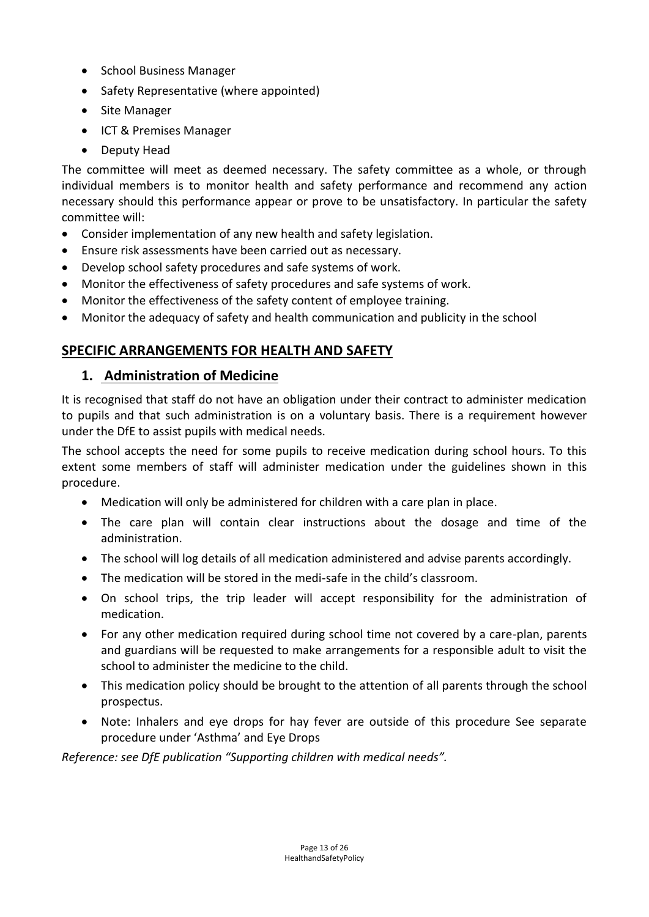- School Business Manager
- Safety Representative (where appointed)
- Site Manager
- ICT & Premises Manager
- Deputy Head

The committee will meet as deemed necessary. The safety committee as a whole, or through individual members is to monitor health and safety performance and recommend any action necessary should this performance appear or prove to be unsatisfactory. In particular the safety committee will:

- Consider implementation of any new health and safety legislation.
- Ensure risk assessments have been carried out as necessary.
- Develop school safety procedures and safe systems of work.
- Monitor the effectiveness of safety procedures and safe systems of work.
- Monitor the effectiveness of the safety content of employee training.
- Monitor the adequacy of safety and health communication and publicity in the school

## SPECIFIC ARRANGEMENTS FOR HEALTH AND SAFETY

### 1. Administration of Medicine

It is recognised that staff do not have an obligation under their contract to administer medication to pupils and that such administration is on a voluntary basis. There is a requirement however under the DfE to assist pupils with medical needs.

The school accepts the need for some pupils to receive medication during school hours. To this extent some members of staff will administer medication under the guidelines shown in this procedure.

- Medication will only be administered for children with a care plan in place.
- The care plan will contain clear instructions about the dosage and time of the administration.
- The school will log details of all medication administered and advise parents accordingly.
- The medication will be stored in the medi-safe in the child's classroom.
- On school trips, the trip leader will accept responsibility for the administration of medication.
- For any other medication required during school time not covered by a care-plan, parents and guardians will be requested to make arrangements for a responsible adult to visit the school to administer the medicine to the child.
- This medication policy should be brought to the attention of all parents through the school prospectus.
- Note: Inhalers and eye drops for hay fever are outside of this procedure See separate procedure under 'Asthma' and Eye Drops

*Reference: see DfE publication "Supporting children with medical needs".*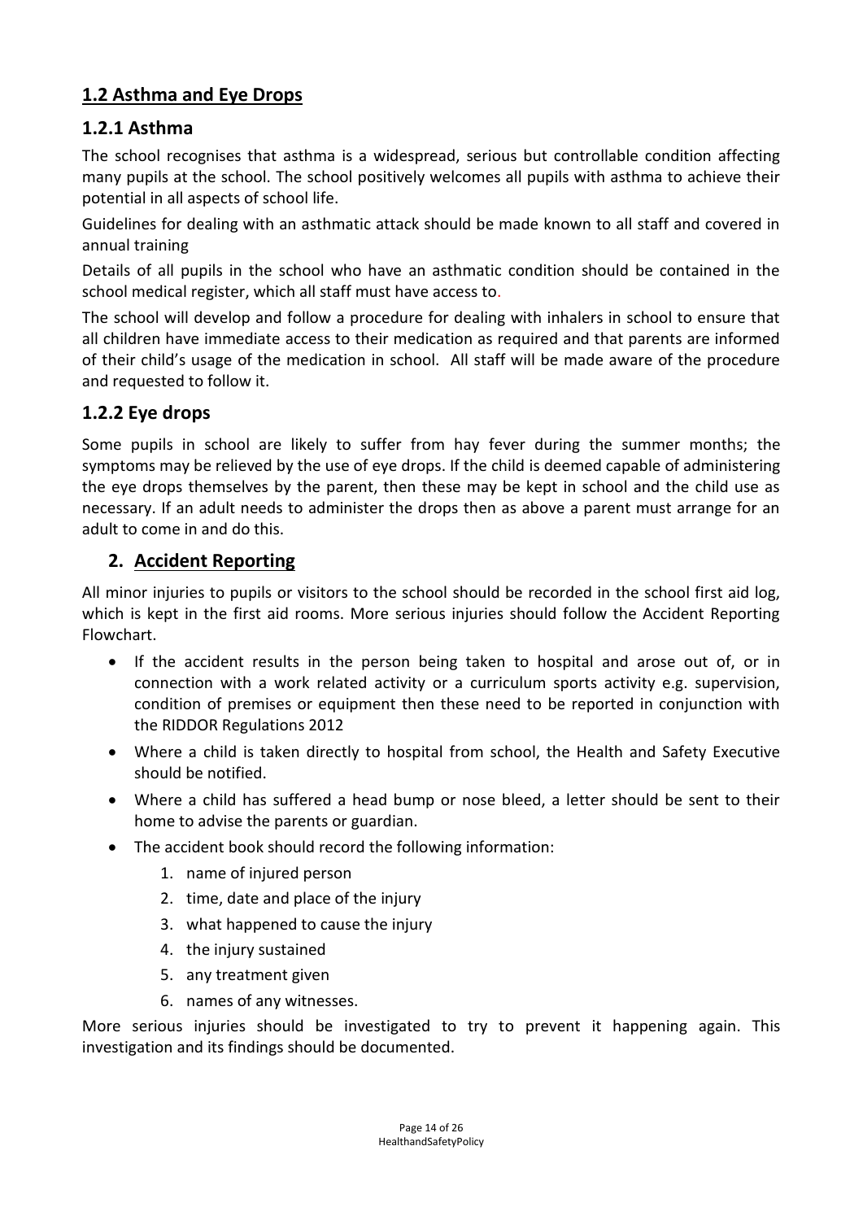## 1.2 Asthma and Eye Drops

### 1.2.1 Asthma

The school recognises that asthma is a widespread, serious but controllable condition affecting many pupils at the school. The school positively welcomes all pupils with asthma to achieve their potential in all aspects of school life.

Guidelines for dealing with an asthmatic attack should be made known to all staff and covered in annual training

Details of all pupils in the school who have an asthmatic condition should be contained in the school medical register, which all staff must have access to.

The school will develop and follow a procedure for dealing with inhalers in school to ensure that all children have immediate access to their medication as required and that parents are informed of their child's usage of the medication in school. All staff will be made aware of the procedure and requested to follow it.

### 1.2.2 Eye drops

Some pupils in school are likely to suffer from hay fever during the summer months; the symptoms may be relieved by the use of eye drops. If the child is deemed capable of administering the eye drops themselves by the parent, then these may be kept in school and the child use as necessary. If an adult needs to administer the drops then as above a parent must arrange for an adult to come in and do this.

## 2. Accident Reporting

All minor injuries to pupils or visitors to the school should be recorded in the school first aid log, which is kept in the first aid rooms. More serious injuries should follow the Accident Reporting Flowchart.

- If the accident results in the person being taken to hospital and arose out of, or in connection with a work related activity or a curriculum sports activity e.g. supervision, condition of premises or equipment then these need to be reported in conjunction with the RIDDOR Regulations 2012
- Where a child is taken directly to hospital from school, the Health and Safety Executive should be notified.
- Where a child has suffered a head bump or nose bleed, a letter should be sent to their home to advise the parents or guardian.
- The accident book should record the following information:
    1. name of injured person
    2. time, date and place of the injury
    3. what happened to cause the injury
    4. the injury sustained
    5. any treatment given
    6. names of any witnesses.

More serious injuries should be investigated to try to prevent it happening again. This investigation and its findings should be documented.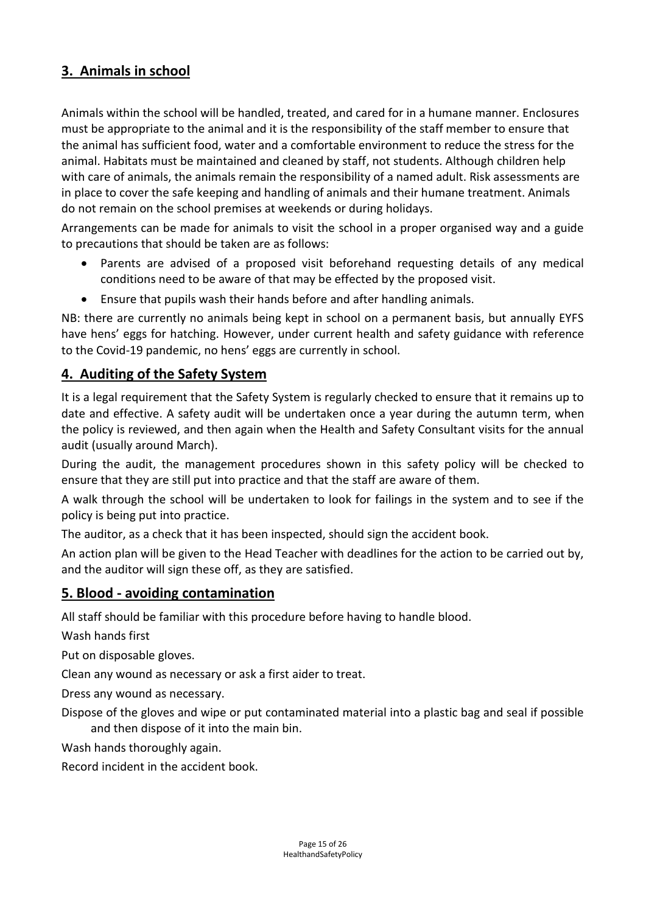## 3. Animals in school

Animals within the school will be handled, treated, and cared for in a humane manner. Enclosures must be appropriate to the animal and it is the responsibility of the staff member to ensure that the animal has sufficient food, water and a comfortable environment to reduce the stress for the animal. Habitats must be maintained and cleaned by staff, not students. Although children help with care of animals, the animals remain the responsibility of a named adult. Risk assessments are in place to cover the safe keeping and handling of animals and their humane treatment. Animals do not remain on the school premises at weekends or during holidays.

Arrangements can be made for animals to visit the school in a proper organised way and a guide to precautions that should be taken are as follows:

- Parents are advised of a proposed visit beforehand requesting details of any medical conditions need to be aware of that may be effected by the proposed visit.
- Ensure that pupils wash their hands before and after handling animals.

NB: there are currently no animals being kept in school on a permanent basis, but annually EYFS have hens' eggs for hatching. However, under current health and safety guidance with reference to the Covid-19 pandemic, no hens' eggs are currently in school.

## 4. Auditing of the Safety System

It is a legal requirement that the Safety System is regularly checked to ensure that it remains up to date and effective. A safety audit will be undertaken once a year during the autumn term, when the policy is reviewed, and then again when the Health and Safety Consultant visits for the annual audit (usually around March).

During the audit, the management procedures shown in this safety policy will be checked to ensure that they are still put into practice and that the staff are aware of them.

A walk through the school will be undertaken to look for failings in the system and to see if the policy is being put into practice.

The auditor, as a check that it has been inspected, should sign the accident book.

An action plan will be given to the Head Teacher with deadlines for the action to be carried out by, and the auditor will sign these off, as they are satisfied.

## 5. Blood - avoiding contamination

All staff should be familiar with this procedure before having to handle blood.

Wash hands first

Put on disposable gloves.

Clean any wound as necessary or ask a first aider to treat.

Dress any wound as necessary.

Dispose of the gloves and wipe or put contaminated material into a plastic bag and seal if possible and then dispose of it into the main bin.

Wash hands thoroughly again.

Record incident in the accident book.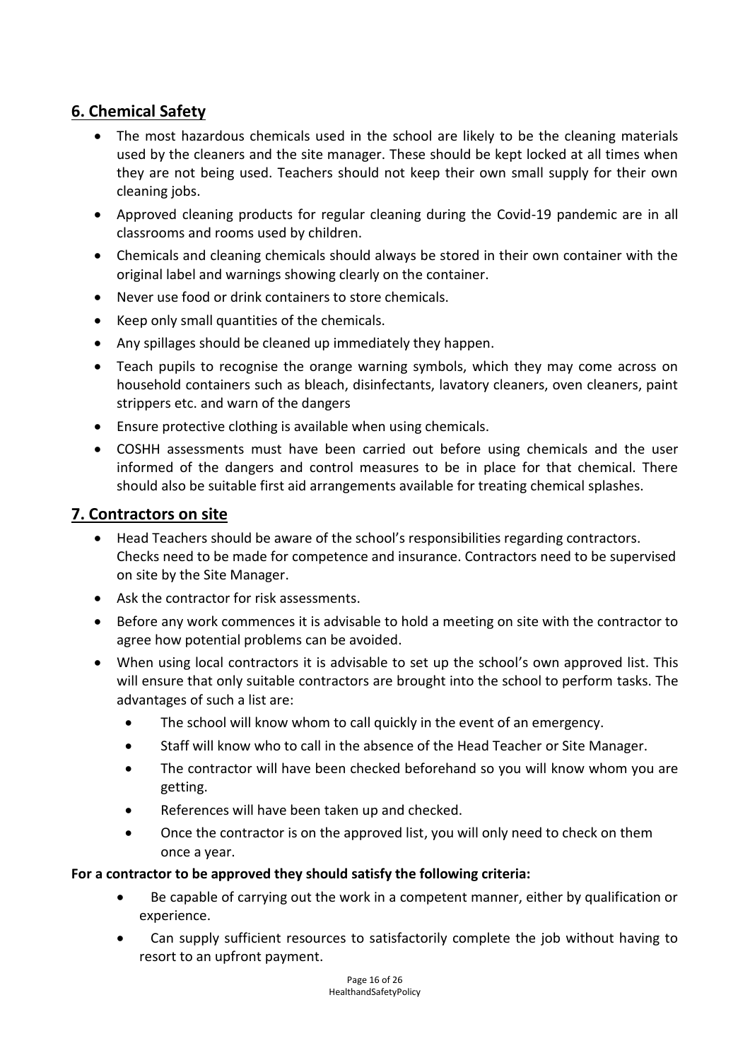## 6. Chemical Safety

- The most hazardous chemicals used in the school are likely to be the cleaning materials used by the cleaners and the site manager. These should be kept locked at all times when they are not being used. Teachers should not keep their own small supply for their own cleaning jobs.
- Approved cleaning products for regular cleaning during the Covid-19 pandemic are in all classrooms and rooms used by children.
- Chemicals and cleaning chemicals should always be stored in their own container with the original label and warnings showing clearly on the container.
- Never use food or drink containers to store chemicals.
- Keep only small quantities of the chemicals.
- Any spillages should be cleaned up immediately they happen.
- Teach pupils to recognise the orange warning symbols, which they may come across on household containers such as bleach, disinfectants, lavatory cleaners, oven cleaners, paint strippers etc. and warn of the dangers
- Ensure protective clothing is available when using chemicals.
- COSHH assessments must have been carried out before using chemicals and the user informed of the dangers and control measures to be in place for that chemical. There should also be suitable first aid arrangements available for treating chemical splashes.

## 7. Contractors on site

- Head Teachers should be aware of the school's responsibilities regarding contractors. Checks need to be made for competence and insurance. Contractors need to be supervised on site by the Site Manager.
- Ask the contractor for risk assessments.
- Before any work commences it is advisable to hold a meeting on site with the contractor to agree how potential problems can be avoided.
- When using local contractors it is advisable to set up the school's own approved list. This will ensure that only suitable contractors are brought into the school to perform tasks. The advantages of such a list are:
  - The school will know whom to call quickly in the event of an emergency.
  - Staff will know who to call in the absence of the Head Teacher or Site Manager.
  - The contractor will have been checked beforehand so you will know whom you are getting.
  - References will have been taken up and checked.
  - Once the contractor is on the approved list, you will only need to check on them once a year.

**For a contractor to be approved they should satisfy the following criteria:**

- Be capable of carrying out the work in a competent manner, either by qualification or experience.
- Can supply sufficient resources to satisfactorily complete the job without having to resort to an upfront payment.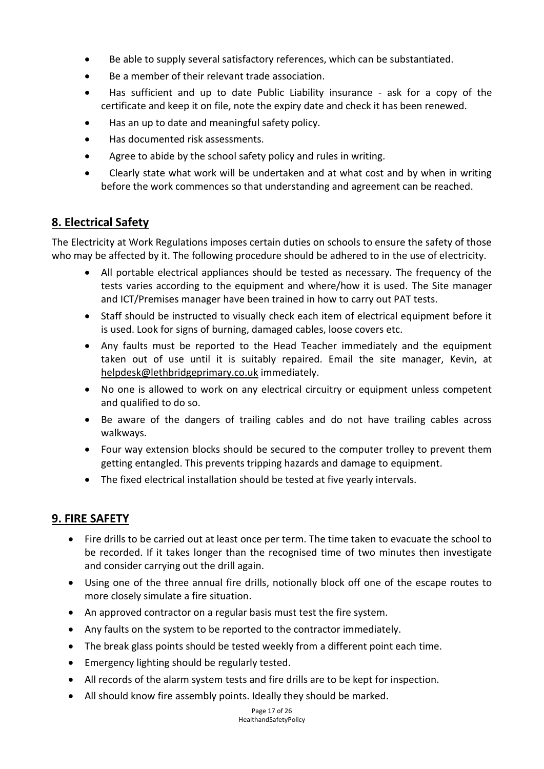- Be able to supply several satisfactory references, which can be substantiated.
- Be a member of their relevant trade association.
- Has sufficient and up to date Public Liability insurance - ask for a copy of the certificate and keep it on file, note the expiry date and check it has been renewed.
- Has an up to date and meaningful safety policy.
- Has documented risk assessments.
- Agree to abide by the school safety policy and rules in writing.
- Clearly state what work will be undertaken and at what cost and by when in writing before the work commences so that understanding and agreement can be reached.

## 8. Electrical Safety

The Electricity at Work Regulations imposes certain duties on schools to ensure the safety of those who may be affected by it. The following procedure should be adhered to in the use of electricity.

- All portable electrical appliances should be tested as necessary. The frequency of the tests varies according to the equipment and where/how it is used. The Site manager and ICT/Premises manager have been trained in how to carry out PAT tests.
- Staff should be instructed to visually check each item of electrical equipment before it is used. Look for signs of burning, damaged cables, loose covers etc.
- Any faults must be reported to the Head Teacher immediately and the equipment taken out of use until it is suitably repaired. Email the site manager, Kevin, at helpdesk@lethbridgeprimary.co.uk immediately.
- No one is allowed to work on any electrical circuitry or equipment unless competent and qualified to do so.
- Be aware of the dangers of trailing cables and do not have trailing cables across walkways.
- Four way extension blocks should be secured to the computer trolley to prevent them getting entangled. This prevents tripping hazards and damage to equipment.
- The fixed electrical installation should be tested at five yearly intervals.

## 9. FIRE SAFETY

- Fire drills to be carried out at least once per term. The time taken to evacuate the school to be recorded. If it takes longer than the recognised time of two minutes then investigate and consider carrying out the drill again.
- Using one of the three annual fire drills, notionally block off one of the escape routes to more closely simulate a fire situation.
- An approved contractor on a regular basis must test the fire system.
- Any faults on the system to be reported to the contractor immediately.
- The break glass points should be tested weekly from a different point each time.
- Emergency lighting should be regularly tested.
- All records of the alarm system tests and fire drills are to be kept for inspection.
- All should know fire assembly points. Ideally they should be marked.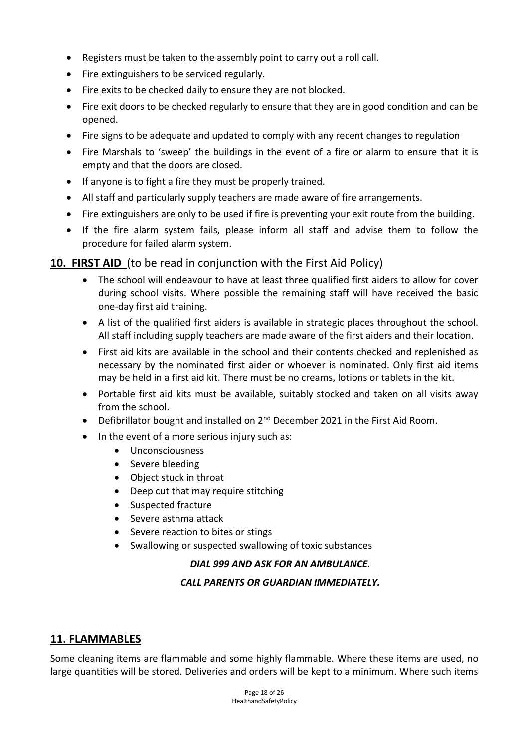- Registers must be taken to the assembly point to carry out a roll call.
- Fire extinguishers to be serviced regularly.
- Fire exits to be checked daily to ensure they are not blocked.
- Fire exit doors to be checked regularly to ensure that they are in good condition and can be opened.
- Fire signs to be adequate and updated to comply with any recent changes to regulation
- Fire Marshals to 'sweep' the buildings in the event of a fire or alarm to ensure that it is empty and that the doors are closed.
- If anyone is to fight a fire they must be properly trained.
- All staff and particularly supply teachers are made aware of fire arrangements.
- Fire extinguishers are only to be used if fire is preventing your exit route from the building.
- If the fire alarm system fails, please inform all staff and advise them to follow the procedure for failed alarm system.

## **10. FIRST AID** (to be read in conjunction with the First Aid Policy)

- The school will endeavour to have at least three qualified first aiders to allow for cover during school visits. Where possible the remaining staff will have received the basic one-day first aid training.
- A list of the qualified first aiders is available in strategic places throughout the school. All staff including supply teachers are made aware of the first aiders and their location.
- First aid kits are available in the school and their contents checked and replenished as necessary by the nominated first aider or whoever is nominated. Only first aid items may be held in a first aid kit. There must be no creams, lotions or tablets in the kit.
- Portable first aid kits must be available, suitably stocked and taken on all visits away from the school.
- Defibrillator bought and installed on 2nd December 2021 in the First Aid Room.
- In the event of a more serious injury such as:
  - Unconsciousness
  - Severe bleeding
  - Object stuck in throat
  - Deep cut that may require stitching
  - Suspected fracture
  - Severe asthma attack
  - Severe reaction to bites or stings
  - Swallowing or suspected swallowing of toxic substances

***DIAL 999 AND ASK FOR AN AMBULANCE.***

***CALL PARENTS OR GUARDIAN IMMEDIATELY.***

## **11. FLAMMABLES**

Some cleaning items are flammable and some highly flammable. Where these items are used, no large quantities will be stored. Deliveries and orders will be kept to a minimum. Where such items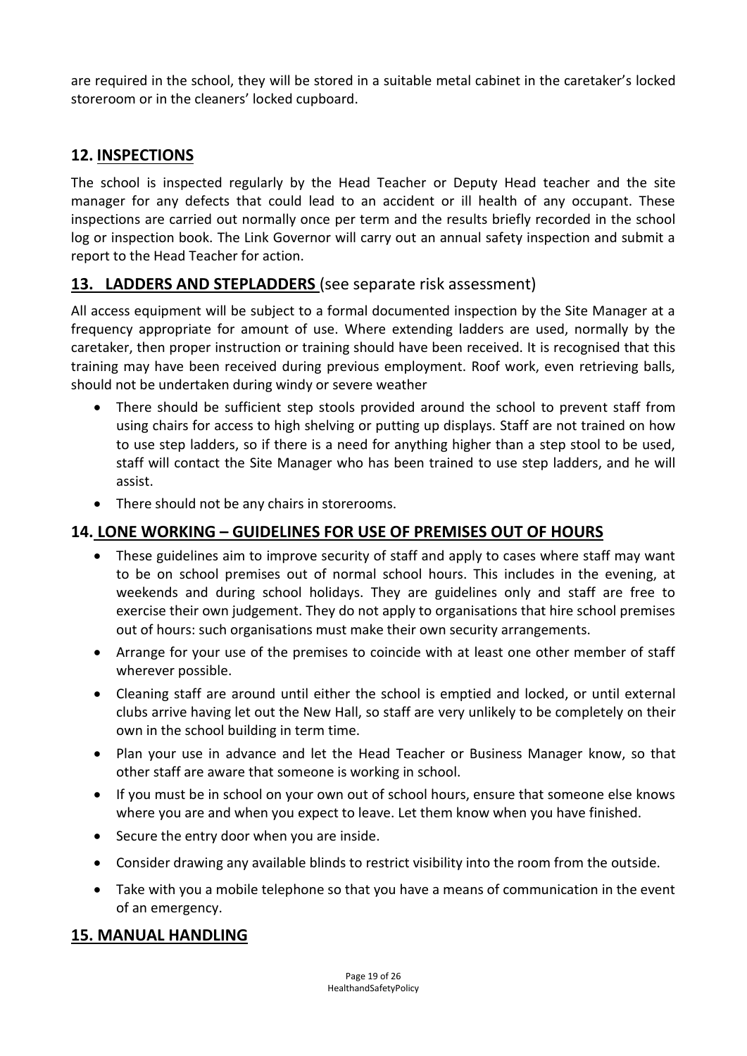are required in the school, they will be stored in a suitable metal cabinet in the caretaker's locked storeroom or in the cleaners' locked cupboard.

## 12. INSPECTIONS

The school is inspected regularly by the Head Teacher or Deputy Head teacher and the site manager for any defects that could lead to an accident or ill health of any occupant. These inspections are carried out normally once per term and the results briefly recorded in the school log or inspection book. The Link Governor will carry out an annual safety inspection and submit a report to the Head Teacher for action.

## 13. LADDERS AND STEPLADDERS (see separate risk assessment)

All access equipment will be subject to a formal documented inspection by the Site Manager at a frequency appropriate for amount of use. Where extending ladders are used, normally by the caretaker, then proper instruction or training should have been received. It is recognised that this training may have been received during previous employment. Roof work, even retrieving balls, should not be undertaken during windy or severe weather

- There should be sufficient step stools provided around the school to prevent staff from using chairs for access to high shelving or putting up displays. Staff are not trained on how to use step ladders, so if there is a need for anything higher than a step stool to be used, staff will contact the Site Manager who has been trained to use step ladders, and he will assist.
- There should not be any chairs in storerooms.

## 14. LONE WORKING – GUIDELINES FOR USE OF PREMISES OUT OF HOURS

- These guidelines aim to improve security of staff and apply to cases where staff may want to be on school premises out of normal school hours. This includes in the evening, at weekends and during school holidays. They are guidelines only and staff are free to exercise their own judgement. They do not apply to organisations that hire school premises out of hours: such organisations must make their own security arrangements.
- Arrange for your use of the premises to coincide with at least one other member of staff wherever possible.
- Cleaning staff are around until either the school is emptied and locked, or until external clubs arrive having let out the New Hall, so staff are very unlikely to be completely on their own in the school building in term time.
- Plan your use in advance and let the Head Teacher or Business Manager know, so that other staff are aware that someone is working in school.
- If you must be in school on your own out of school hours, ensure that someone else knows where you are and when you expect to leave. Let them know when you have finished.
- Secure the entry door when you are inside.
- Consider drawing any available blinds to restrict visibility into the room from the outside.
- Take with you a mobile telephone so that you have a means of communication in the event of an emergency.

## 15. MANUAL HANDLING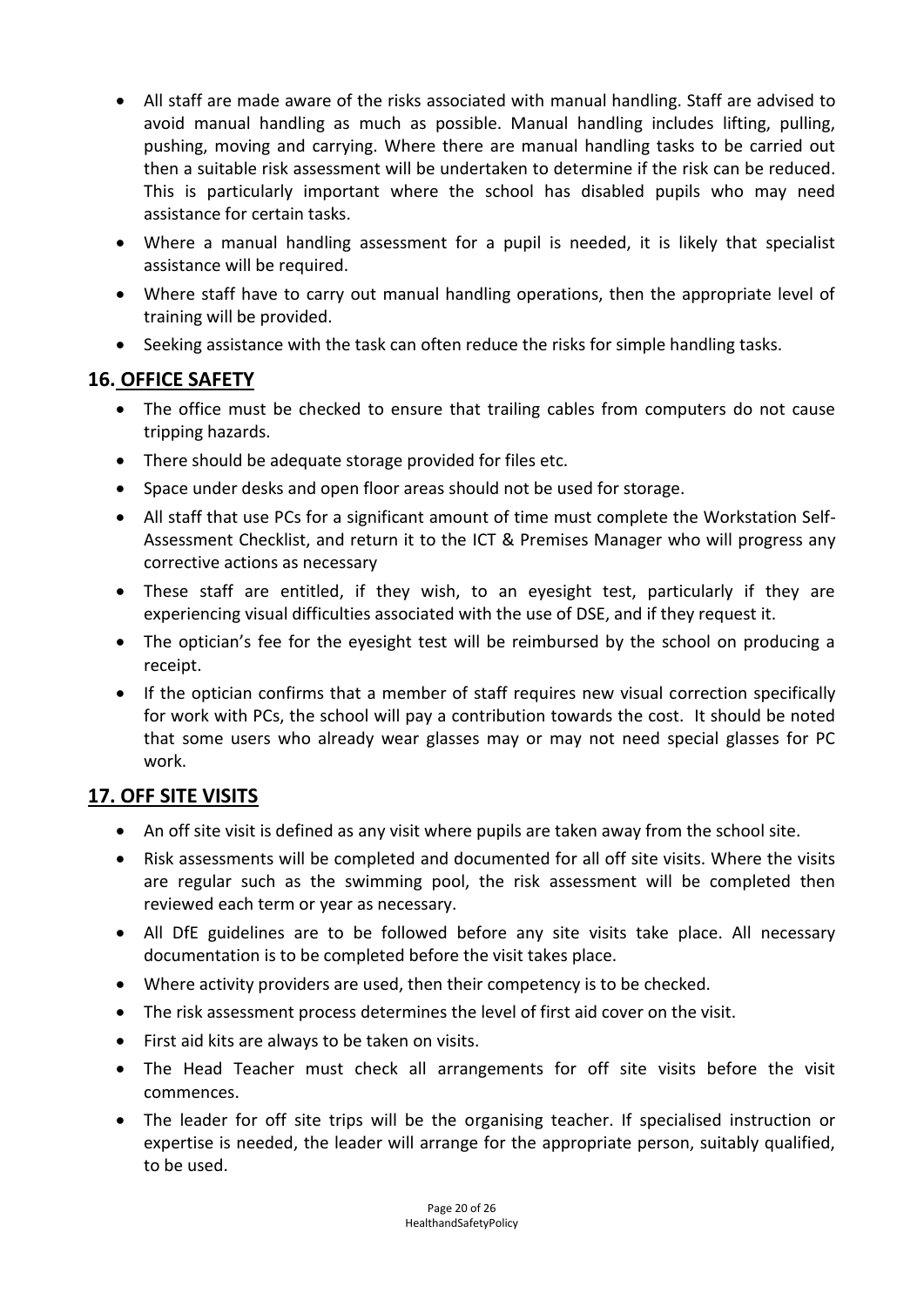- All staff are made aware of the risks associated with manual handling. Staff are advised to avoid manual handling as much as possible. Manual handling includes lifting, pulling, pushing, moving and carrying. Where there are manual handling tasks to be carried out then a suitable risk assessment will be undertaken to determine if the risk can be reduced. This is particularly important where the school has disabled pupils who may need assistance for certain tasks.
- Where a manual handling assessment for a pupil is needed, it is likely that specialist assistance will be required.
- Where staff have to carry out manual handling operations, then the appropriate level of training will be provided.
- Seeking assistance with the task can often reduce the risks for simple handling tasks.

## 16. OFFICE SAFETY

- The office must be checked to ensure that trailing cables from computers do not cause tripping hazards.
- There should be adequate storage provided for files etc.
- Space under desks and open floor areas should not be used for storage.
- All staff that use PCs for a significant amount of time must complete the Workstation Self-Assessment Checklist, and return it to the ICT & Premises Manager who will progress any corrective actions as necessary
- These staff are entitled, if they wish, to an eyesight test, particularly if they are experiencing visual difficulties associated with the use of DSE, and if they request it.
- The optician's fee for the eyesight test will be reimbursed by the school on producing a receipt.
- If the optician confirms that a member of staff requires new visual correction specifically for work with PCs, the school will pay a contribution towards the cost. It should be noted that some users who already wear glasses may or may not need special glasses for PC work.

## 17. OFF SITE VISITS

- An off site visit is defined as any visit where pupils are taken away from the school site.
- Risk assessments will be completed and documented for all off site visits. Where the visits are regular such as the swimming pool, the risk assessment will be completed then reviewed each term or year as necessary.
- All DfE guidelines are to be followed before any site visits take place. All necessary documentation is to be completed before the visit takes place.
- Where activity providers are used, then their competency is to be checked.
- The risk assessment process determines the level of first aid cover on the visit.
- First aid kits are always to be taken on visits.
- The Head Teacher must check all arrangements for off site visits before the visit commences.
- The leader for off site trips will be the organising teacher. If specialised instruction or expertise is needed, the leader will arrange for the appropriate person, suitably qualified, to be used.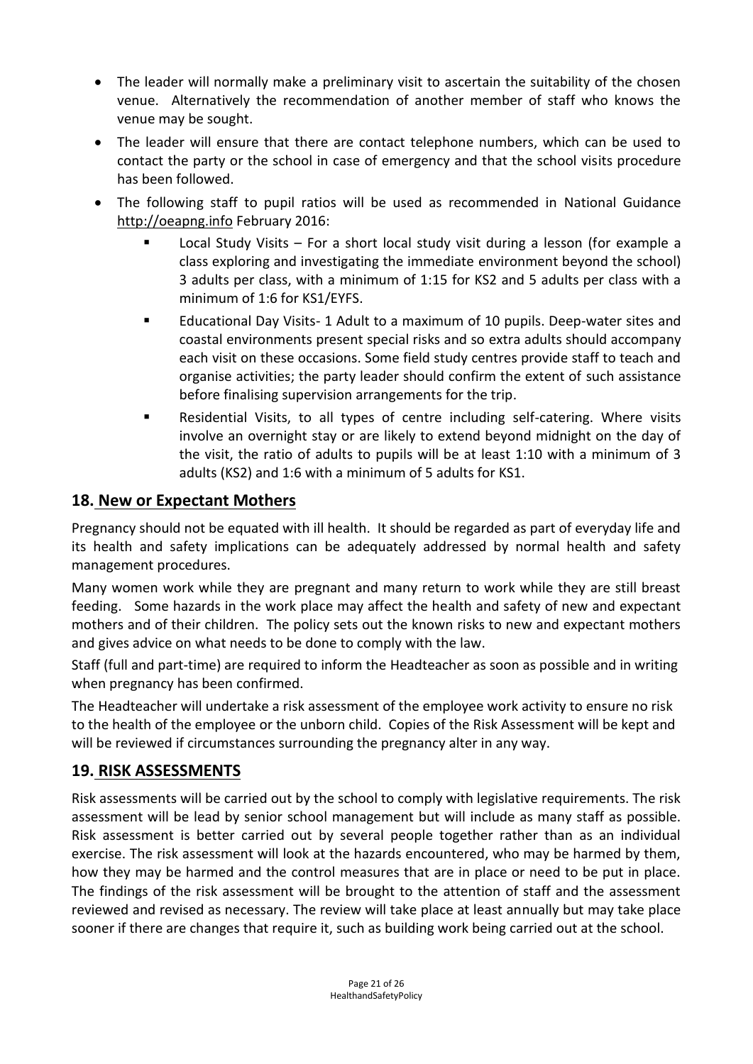- The leader will normally make a preliminary visit to ascertain the suitability of the chosen venue. Alternatively the recommendation of another member of staff who knows the venue may be sought.
- The leader will ensure that there are contact telephone numbers, which can be used to contact the party or the school in case of emergency and that the school visits procedure has been followed.
- The following staff to pupil ratios will be used as recommended in National Guidance http://oeapng.info February 2016:
  - Local Study Visits – For a short local study visit during a lesson (for example a class exploring and investigating the immediate environment beyond the school) 3 adults per class, with a minimum of 1:15 for KS2 and 5 adults per class with a minimum of 1:6 for KS1/EYFS.
  - Educational Day Visits- 1 Adult to a maximum of 10 pupils. Deep-water sites and coastal environments present special risks and so extra adults should accompany each visit on these occasions. Some field study centres provide staff to teach and organise activities; the party leader should confirm the extent of such assistance before finalising supervision arrangements for the trip.
  - Residential Visits, to all types of centre including self-catering. Where visits involve an overnight stay or are likely to extend beyond midnight on the day of the visit, the ratio of adults to pupils will be at least 1:10 with a minimum of 3 adults (KS2) and 1:6 with a minimum of 5 adults for KS1.

## 18. New or Expectant Mothers

Pregnancy should not be equated with ill health. It should be regarded as part of everyday life and its health and safety implications can be adequately addressed by normal health and safety management procedures.

Many women work while they are pregnant and many return to work while they are still breast feeding. Some hazards in the work place may affect the health and safety of new and expectant mothers and of their children. The policy sets out the known risks to new and expectant mothers and gives advice on what needs to be done to comply with the law.

Staff (full and part-time) are required to inform the Headteacher as soon as possible and in writing when pregnancy has been confirmed.

The Headteacher will undertake a risk assessment of the employee work activity to ensure no risk to the health of the employee or the unborn child. Copies of the Risk Assessment will be kept and will be reviewed if circumstances surrounding the pregnancy alter in any way.

## 19. RISK ASSESSMENTS

Risk assessments will be carried out by the school to comply with legislative requirements. The risk assessment will be lead by senior school management but will include as many staff as possible. Risk assessment is better carried out by several people together rather than as an individual exercise. The risk assessment will look at the hazards encountered, who may be harmed by them, how they may be harmed and the control measures that are in place or need to be put in place. The findings of the risk assessment will be brought to the attention of staff and the assessment reviewed and revised as necessary. The review will take place at least annually but may take place sooner if there are changes that require it, such as building work being carried out at the school.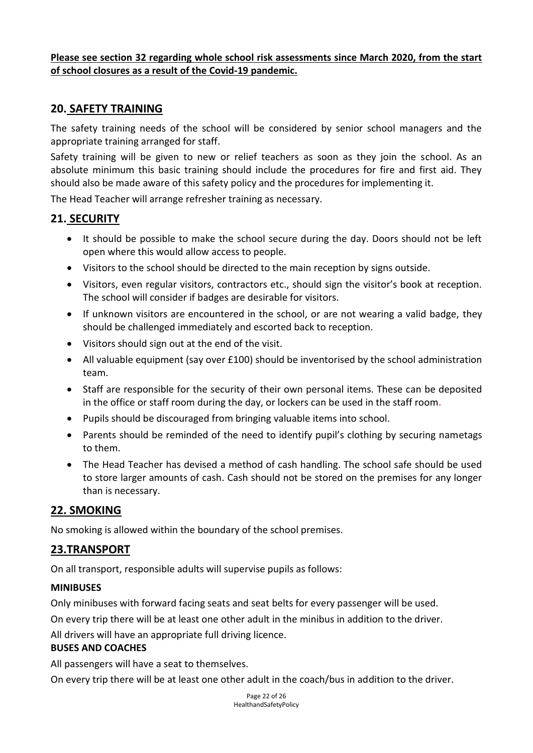**Please see section 32 regarding whole school risk assessments since March 2020, from the start of school closures as a result of the Covid-19 pandemic.**

## 20. SAFETY TRAINING

The safety training needs of the school will be considered by senior school managers and the appropriate training arranged for staff.

Safety training will be given to new or relief teachers as soon as they join the school. As an absolute minimum this basic training should include the procedures for fire and first aid. They should also be made aware of this safety policy and the procedures for implementing it.

The Head Teacher will arrange refresher training as necessary.

## 21. SECURITY

- It should be possible to make the school secure during the day. Doors should not be left open where this would allow access to people.
- Visitors to the school should be directed to the main reception by signs outside.
- Visitors, even regular visitors, contractors etc., should sign the visitor's book at reception. The school will consider if badges are desirable for visitors.
- If unknown visitors are encountered in the school, or are not wearing a valid badge, they should be challenged immediately and escorted back to reception.
- Visitors should sign out at the end of the visit.
- All valuable equipment (say over £100) should be inventorised by the school administration team.
- Staff are responsible for the security of their own personal items. These can be deposited in the office or staff room during the day, or lockers can be used in the staff room.
- Pupils should be discouraged from bringing valuable items into school.
- Parents should be reminded of the need to identify pupil's clothing by securing nametags to them.
- The Head Teacher has devised a method of cash handling. The school safe should be used to store larger amounts of cash. Cash should not be stored on the premises for any longer than is necessary.

## 22. SMOKING

No smoking is allowed within the boundary of the school premises.

## 23.TRANSPORT

On all transport, responsible adults will supervise pupils as follows:

**MINIBUSES**

Only minibuses with forward facing seats and seat belts for every passenger will be used.

On every trip there will be at least one other adult in the minibus in addition to the driver.

All drivers will have an appropriate full driving licence.

**BUSES AND COACHES**

All passengers will have a seat to themselves.

On every trip there will be at least one other adult in the coach/bus in addition to the driver.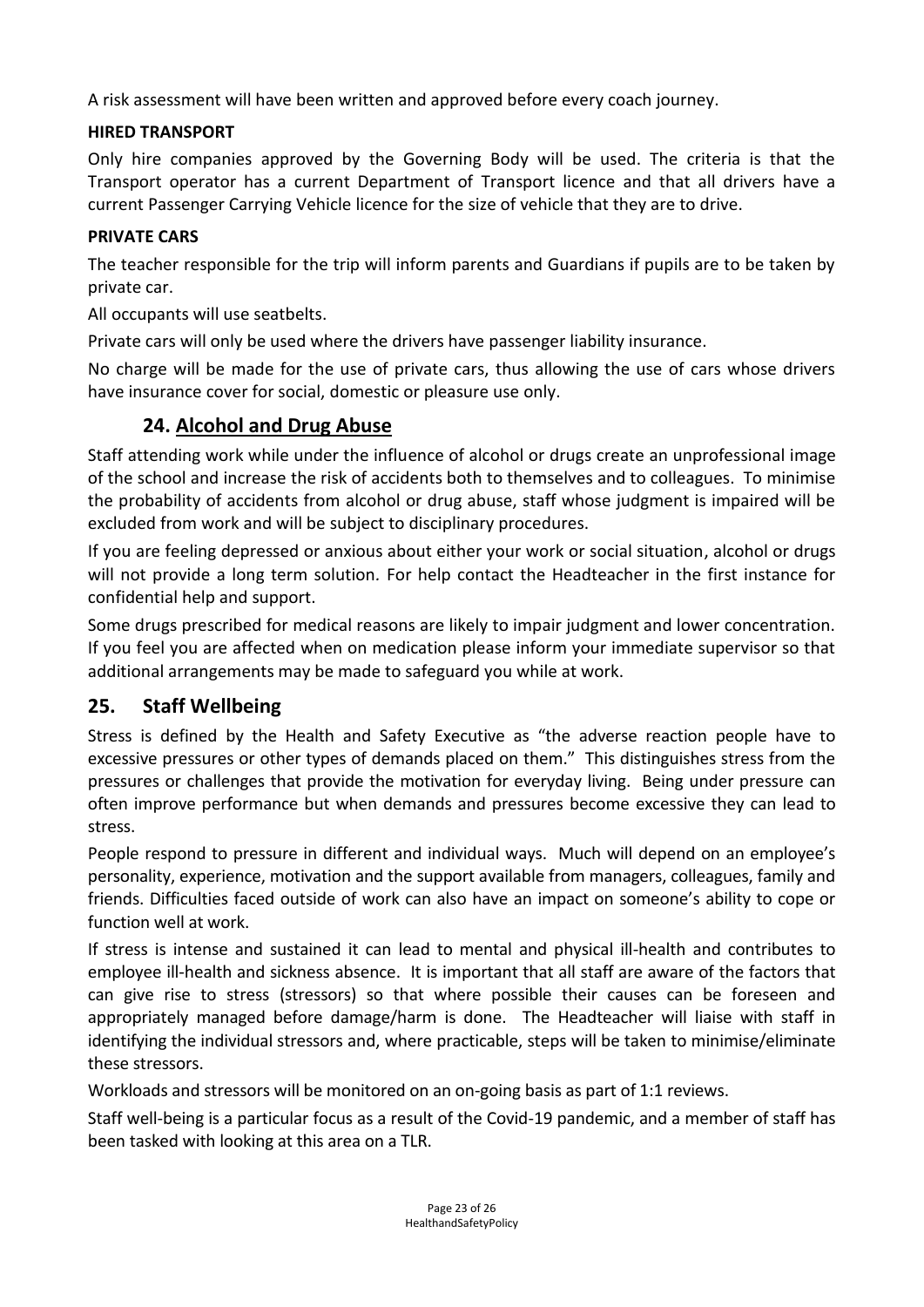A risk assessment will have been written and approved before every coach journey.

**HIRED TRANSPORT**

Only hire companies approved by the Governing Body will be used. The criteria is that the Transport operator has a current Department of Transport licence and that all drivers have a current Passenger Carrying Vehicle licence for the size of vehicle that they are to drive.

**PRIVATE CARS**

The teacher responsible for the trip will inform parents and Guardians if pupils are to be taken by private car.

All occupants will use seatbelts.

Private cars will only be used where the drivers have passenger liability insurance.

No charge will be made for the use of private cars, thus allowing the use of cars whose drivers have insurance cover for social, domestic or pleasure use only.

## 24. Alcohol and Drug Abuse

Staff attending work while under the influence of alcohol or drugs create an unprofessional image of the school and increase the risk of accidents both to themselves and to colleagues. To minimise the probability of accidents from alcohol or drug abuse, staff whose judgment is impaired will be excluded from work and will be subject to disciplinary procedures.

If you are feeling depressed or anxious about either your work or social situation, alcohol or drugs will not provide a long term solution. For help contact the Headteacher in the first instance for confidential help and support.

Some drugs prescribed for medical reasons are likely to impair judgment and lower concentration. If you feel you are affected when on medication please inform your immediate supervisor so that additional arrangements may be made to safeguard you while at work.

## 25. Staff Wellbeing

Stress is defined by the Health and Safety Executive as "the adverse reaction people have to excessive pressures or other types of demands placed on them." This distinguishes stress from the pressures or challenges that provide the motivation for everyday living. Being under pressure can often improve performance but when demands and pressures become excessive they can lead to stress.

People respond to pressure in different and individual ways. Much will depend on an employee's personality, experience, motivation and the support available from managers, colleagues, family and friends. Difficulties faced outside of work can also have an impact on someone's ability to cope or function well at work.

If stress is intense and sustained it can lead to mental and physical ill-health and contributes to employee ill-health and sickness absence. It is important that all staff are aware of the factors that can give rise to stress (stressors) so that where possible their causes can be foreseen and appropriately managed before damage/harm is done. The Headteacher will liaise with staff in identifying the individual stressors and, where practicable, steps will be taken to minimise/eliminate these stressors.

Workloads and stressors will be monitored on an on-going basis as part of 1:1 reviews.

Staff well-being is a particular focus as a result of the Covid-19 pandemic, and a member of staff has been tasked with looking at this area on a TLR.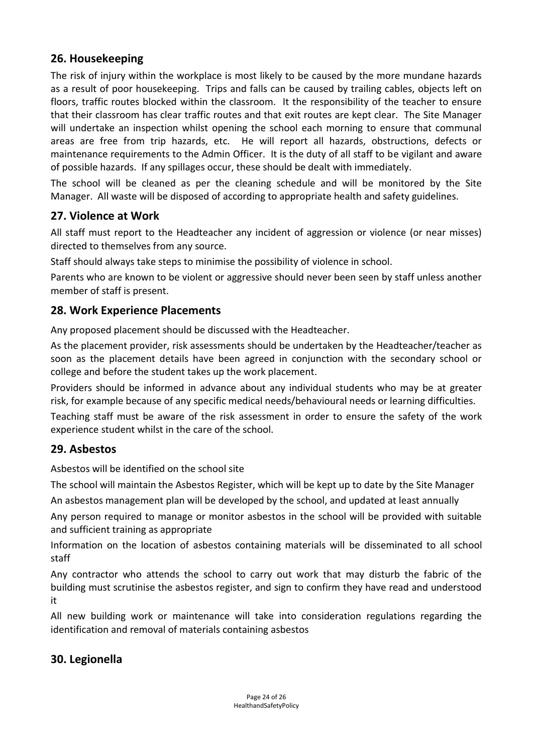## 26. Housekeeping

The risk of injury within the workplace is most likely to be caused by the more mundane hazards as a result of poor housekeeping. Trips and falls can be caused by trailing cables, objects left on floors, traffic routes blocked within the classroom. It the responsibility of the teacher to ensure that their classroom has clear traffic routes and that exit routes are kept clear. The Site Manager will undertake an inspection whilst opening the school each morning to ensure that communal areas are free from trip hazards, etc. He will report all hazards, obstructions, defects or maintenance requirements to the Admin Officer. It is the duty of all staff to be vigilant and aware of possible hazards. If any spillages occur, these should be dealt with immediately.

The school will be cleaned as per the cleaning schedule and will be monitored by the Site Manager. All waste will be disposed of according to appropriate health and safety guidelines.

## 27. Violence at Work

All staff must report to the Headteacher any incident of aggression or violence (or near misses) directed to themselves from any source.

Staff should always take steps to minimise the possibility of violence in school.

Parents who are known to be violent or aggressive should never been seen by staff unless another member of staff is present.

## 28. Work Experience Placements

Any proposed placement should be discussed with the Headteacher.

As the placement provider, risk assessments should be undertaken by the Headteacher/teacher as soon as the placement details have been agreed in conjunction with the secondary school or college and before the student takes up the work placement.

Providers should be informed in advance about any individual students who may be at greater risk, for example because of any specific medical needs/behavioural needs or learning difficulties.

Teaching staff must be aware of the risk assessment in order to ensure the safety of the work experience student whilst in the care of the school.

## 29. Asbestos

Asbestos will be identified on the school site

The school will maintain the Asbestos Register, which will be kept up to date by the Site Manager

An asbestos management plan will be developed by the school, and updated at least annually

Any person required to manage or monitor asbestos in the school will be provided with suitable and sufficient training as appropriate

Information on the location of asbestos containing materials will be disseminated to all school staff

Any contractor who attends the school to carry out work that may disturb the fabric of the building must scrutinise the asbestos register, and sign to confirm they have read and understood it

All new building work or maintenance will take into consideration regulations regarding the identification and removal of materials containing asbestos

## 30. Legionella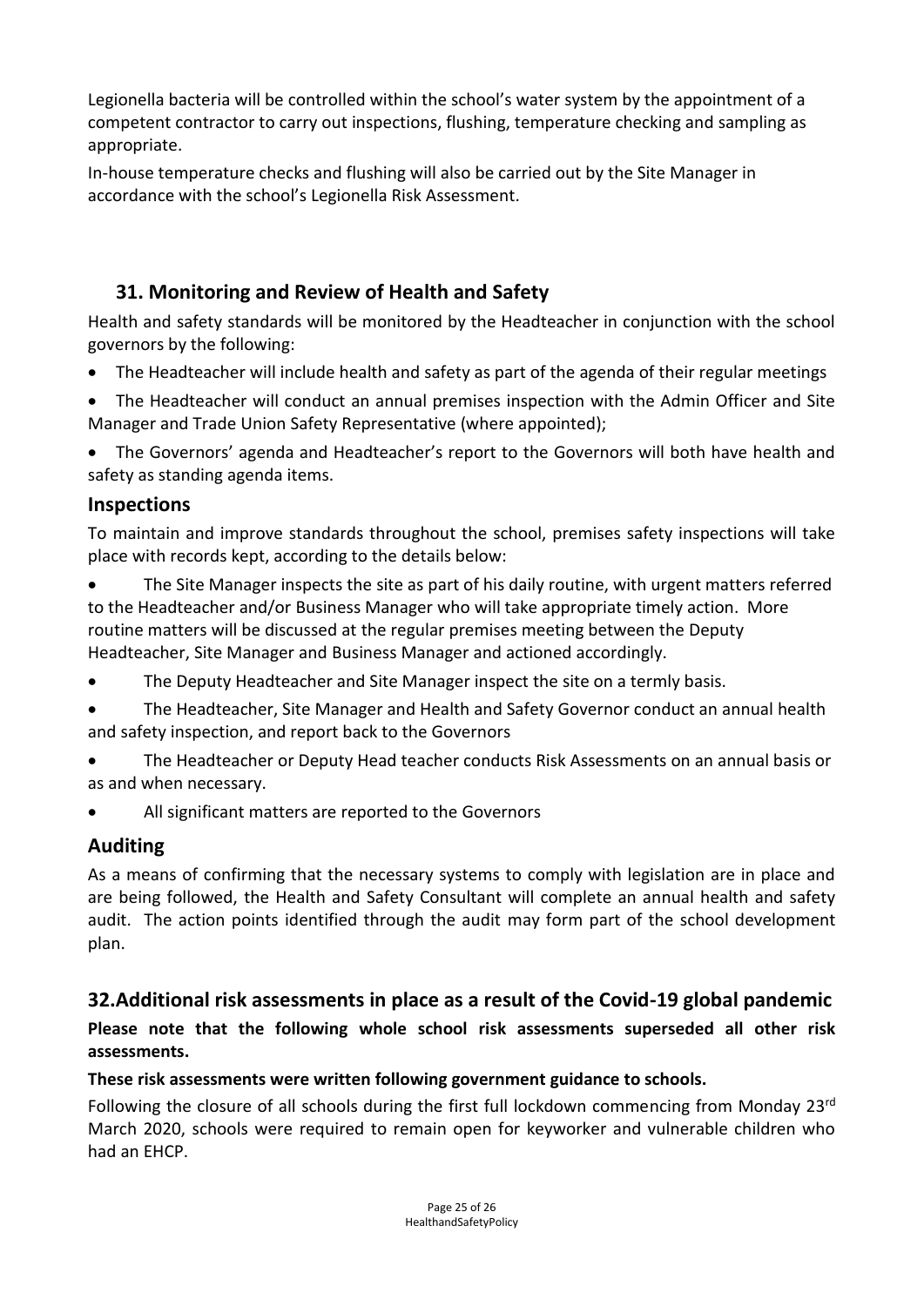Legionella bacteria will be controlled within the school's water system by the appointment of a competent contractor to carry out inspections, flushing, temperature checking and sampling as appropriate.

In-house temperature checks and flushing will also be carried out by the Site Manager in accordance with the school's Legionella Risk Assessment.

## 31. Monitoring and Review of Health and Safety

Health and safety standards will be monitored by the Headteacher in conjunction with the school governors by the following:

- The Headteacher will include health and safety as part of the agenda of their regular meetings
- The Headteacher will conduct an annual premises inspection with the Admin Officer and Site Manager and Trade Union Safety Representative (where appointed);
- The Governors' agenda and Headteacher's report to the Governors will both have health and safety as standing agenda items.

### Inspections

To maintain and improve standards throughout the school, premises safety inspections will take place with records kept, according to the details below:

- The Site Manager inspects the site as part of his daily routine, with urgent matters referred to the Headteacher and/or Business Manager who will take appropriate timely action. More routine matters will be discussed at the regular premises meeting between the Deputy Headteacher, Site Manager and Business Manager and actioned accordingly.
- The Deputy Headteacher and Site Manager inspect the site on a termly basis.
- The Headteacher, Site Manager and Health and Safety Governor conduct an annual health and safety inspection, and report back to the Governors
- The Headteacher or Deputy Head teacher conducts Risk Assessments on an annual basis or as and when necessary.
- All significant matters are reported to the Governors

### Auditing

As a means of confirming that the necessary systems to comply with legislation are in place and are being followed, the Health and Safety Consultant will complete an annual health and safety audit. The action points identified through the audit may form part of the school development plan.

## 32.Additional risk assessments in place as a result of the Covid-19 global pandemic

**Please note that the following whole school risk assessments superseded all other risk assessments.**

**These risk assessments were written following government guidance to schools.**

Following the closure of all schools during the first full lockdown commencing from Monday 23rd March 2020, schools were required to remain open for keyworker and vulnerable children who had an EHCP.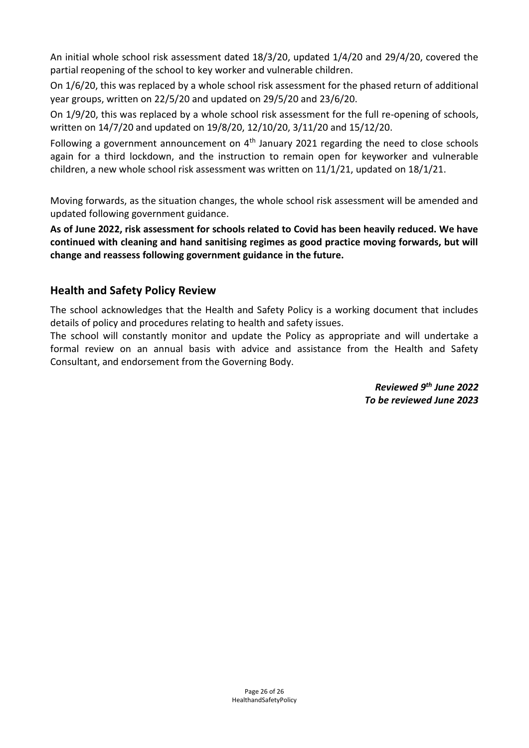An initial whole school risk assessment dated 18/3/20, updated 1/4/20 and 29/4/20, covered the partial reopening of the school to key worker and vulnerable children.

On 1/6/20, this was replaced by a whole school risk assessment for the phased return of additional year groups, written on 22/5/20 and updated on 29/5/20 and 23/6/20.

On 1/9/20, this was replaced by a whole school risk assessment for the full re-opening of schools, written on 14/7/20 and updated on 19/8/20, 12/10/20, 3/11/20 and 15/12/20.

Following a government announcement on 4th January 2021 regarding the need to close schools again for a third lockdown, and the instruction to remain open for keyworker and vulnerable children, a new whole school risk assessment was written on 11/1/21, updated on 18/1/21.

Moving forwards, as the situation changes, the whole school risk assessment will be amended and updated following government guidance.

**As of June 2022, risk assessment for schools related to Covid has been heavily reduced. We have continued with cleaning and hand sanitising regimes as good practice moving forwards, but will change and reassess following government guidance in the future.**

## Health and Safety Policy Review

The school acknowledges that the Health and Safety Policy is a working document that includes details of policy and procedures relating to health and safety issues.

The school will constantly monitor and update the Policy as appropriate and will undertake a formal review on an annual basis with advice and assistance from the Health and Safety Consultant, and endorsement from the Governing Body.

***Reviewed 9th June 2022***
***To be reviewed June 2023***